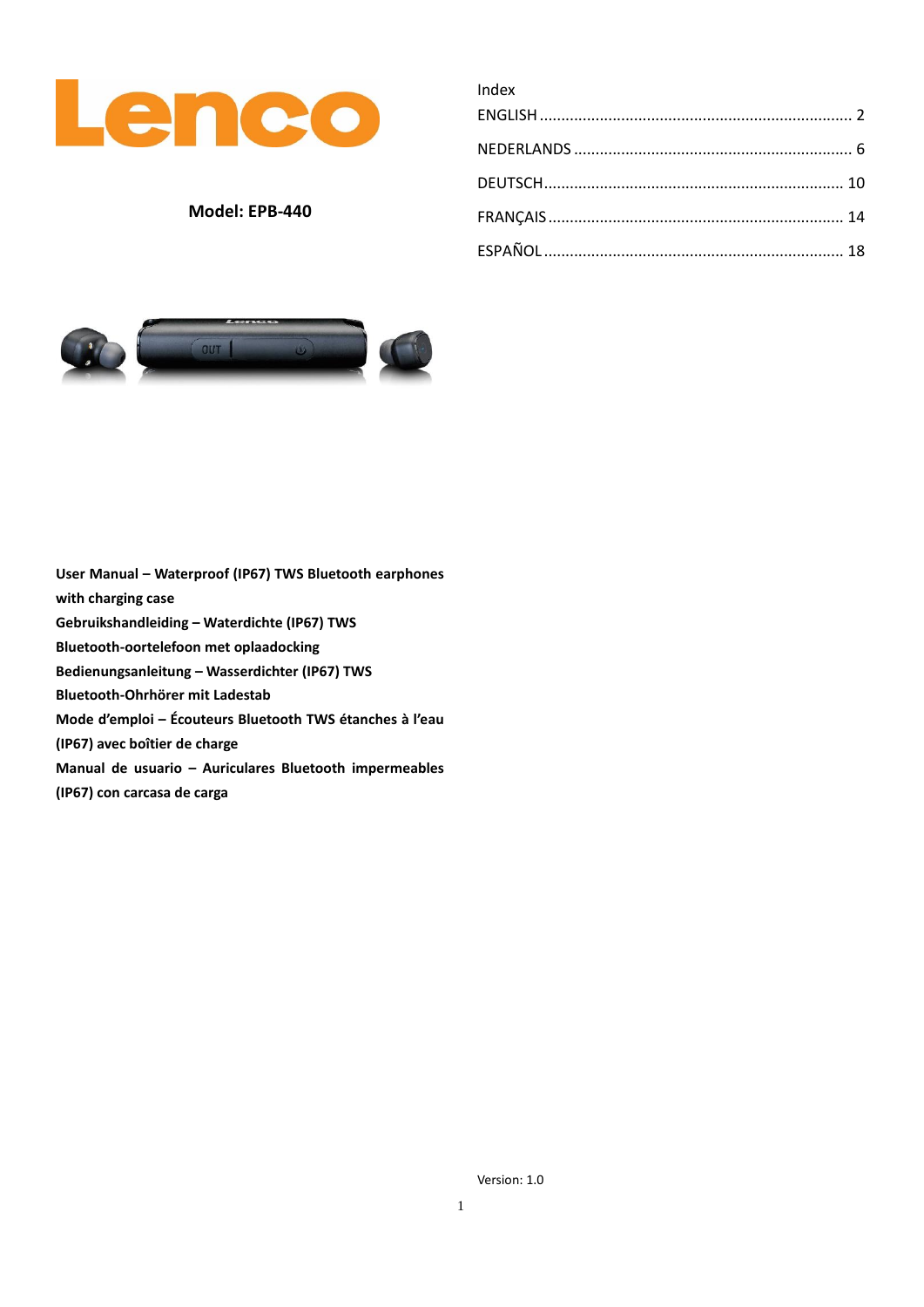# Lenco

**Model: EPB-440**

Index

| | |
|---|---|
| ENGLISH | 2 |
| NEDERLANDS | 6 |
| DEUTSCH | 10 |
| FRANÇAIS | 14 |
| ESPAÑOL | 18 |

**User Manual – Waterproof (IP67) TWS Bluetooth earphones with charging case**

**Gebruikshandleiding – Waterdichte (IP67) TWS Bluetooth-oortelefoon met oplaadocking**

**Bedienungsanleitung – Wasserdichter (IP67) TWS Bluetooth-Ohrhörer mit Ladestab**

**Mode d'emploi – Écouteurs Bluetooth TWS étanches à l'eau (IP67) avec boîtier de charge**

**Manual de usuario – Auriculares Bluetooth impermeables (IP67) con carcasa de carga**

Version: 1.0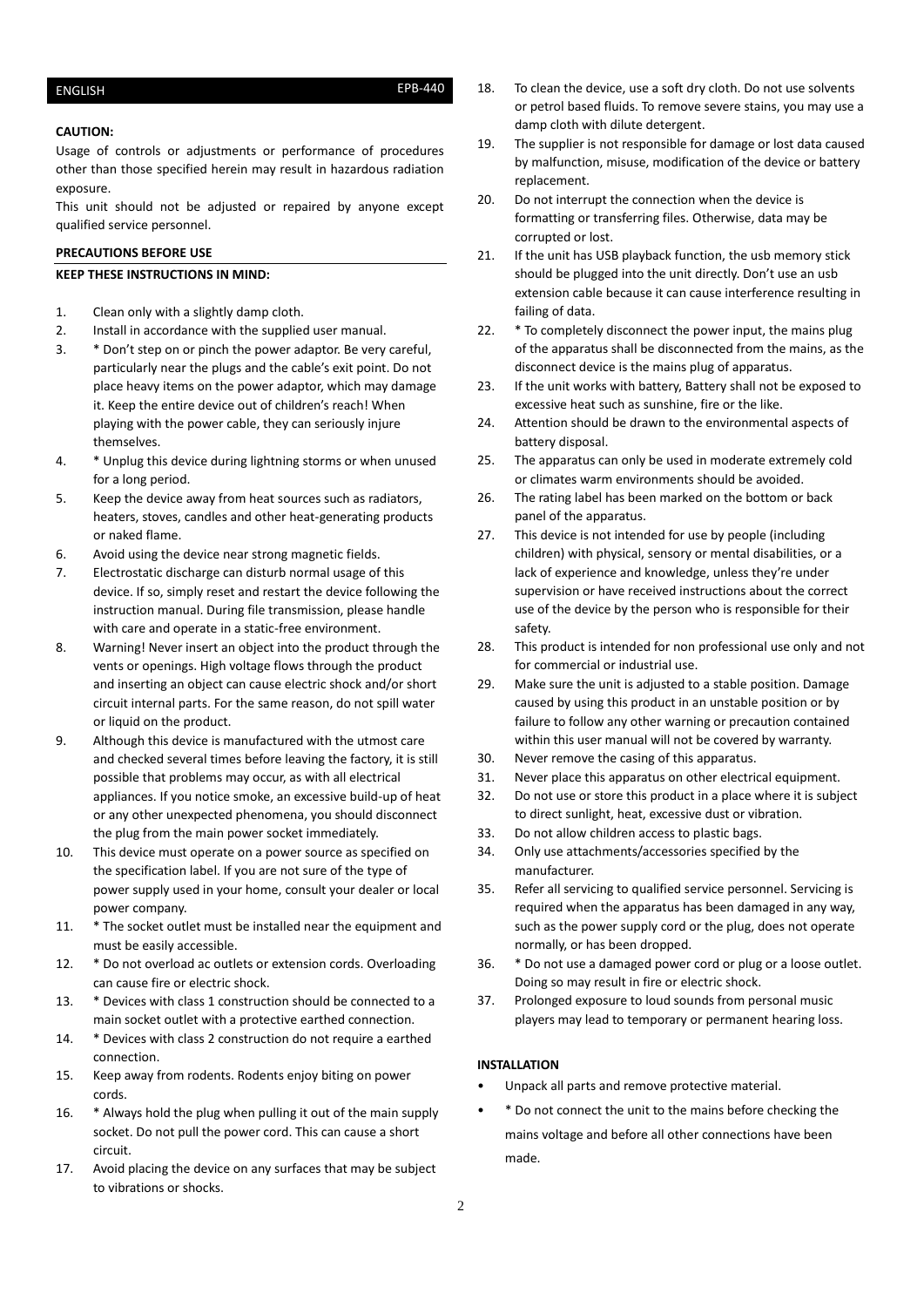ENGLISH EPB-440

**CAUTION:**

Usage of controls or adjustments or performance of procedures other than those specified herein may result in hazardous radiation exposure.

This unit should not be adjusted or repaired by anyone except qualified service personnel.

**PRECAUTIONS BEFORE USE**

**KEEP THESE INSTRUCTIONS IN MIND:**

1. Clean only with a slightly damp cloth.
2. Install in accordance with the supplied user manual.
3. * Don't step on or pinch the power adaptor. Be very careful, particularly near the plugs and the cable's exit point. Do not place heavy items on the power adaptor, which may damage it. Keep the entire device out of children's reach! When playing with the power cable, they can seriously injure themselves.
4. * Unplug this device during lightning storms or when unused for a long period.
5. Keep the device away from heat sources such as radiators, heaters, stoves, candles and other heat-generating products or naked flame.
6. Avoid using the device near strong magnetic fields.
7. Electrostatic discharge can disturb normal usage of this device. If so, simply reset and restart the device following the instruction manual. During file transmission, please handle with care and operate in a static-free environment.
8. Warning! Never insert an object into the product through the vents or openings. High voltage flows through the product and inserting an object can cause electric shock and/or short circuit internal parts. For the same reason, do not spill water or liquid on the product.
9. Although this device is manufactured with the utmost care and checked several times before leaving the factory, it is still possible that problems may occur, as with all electrical appliances. If you notice smoke, an excessive build-up of heat or any other unexpected phenomena, you should disconnect the plug from the main power socket immediately.
10. This device must operate on a power source as specified on the specification label. If you are not sure of the type of power supply used in your home, consult your dealer or local power company.
11. * The socket outlet must be installed near the equipment and must be easily accessible.
12. * Do not overload ac outlets or extension cords. Overloading can cause fire or electric shock.
13. * Devices with class 1 construction should be connected to a main socket outlet with a protective earthed connection.
14. * Devices with class 2 construction do not require a earthed connection.
15. Keep away from rodents. Rodents enjoy biting on power cords.
16. * Always hold the plug when pulling it out of the main supply socket. Do not pull the power cord. This can cause a short circuit.
17. Avoid placing the device on any surfaces that may be subject to vibrations or shocks.
18. To clean the device, use a soft dry cloth. Do not use solvents or petrol based fluids. To remove severe stains, you may use a damp cloth with dilute detergent.
19. The supplier is not responsible for damage or lost data caused by malfunction, misuse, modification of the device or battery replacement.
20. Do not interrupt the connection when the device is formatting or transferring files. Otherwise, data may be corrupted or lost.
21. If the unit has USB playback function, the usb memory stick should be plugged into the unit directly. Don't use an usb extension cable because it can cause interference resulting in failing of data.
22. * To completely disconnect the power input, the mains plug of the apparatus shall be disconnected from the mains, as the disconnect device is the mains plug of apparatus.
23. If the unit works with battery, Battery shall not be exposed to excessive heat such as sunshine, fire or the like.
24. Attention should be drawn to the environmental aspects of battery disposal.
25. The apparatus can only be used in moderate extremely cold or climates warm environments should be avoided.
26. The rating label has been marked on the bottom or back panel of the apparatus.
27. This device is not intended for use by people (including children) with physical, sensory or mental disabilities, or a lack of experience and knowledge, unless they're under supervision or have received instructions about the correct use of the device by the person who is responsible for their safety.
28. This product is intended for non professional use only and not for commercial or industrial use.
29. Make sure the unit is adjusted to a stable position. Damage caused by using this product in an unstable position or by failure to follow any other warning or precaution contained within this user manual will not be covered by warranty.
30. Never remove the casing of this apparatus.
31. Never place this apparatus on other electrical equipment.
32. Do not use or store this product in a place where it is subject to direct sunlight, heat, excessive dust or vibration.
33. Do not allow children access to plastic bags.
34. Only use attachments/accessories specified by the manufacturer.
35. Refer all servicing to qualified service personnel. Servicing is required when the apparatus has been damaged in any way, such as the power supply cord or the plug, does not operate normally, or has been dropped.
36. * Do not use a damaged power cord or plug or a loose outlet. Doing so may result in fire or electric shock.
37. Prolonged exposure to loud sounds from personal music players may lead to temporary or permanent hearing loss.

**INSTALLATION**

- Unpack all parts and remove protective material.
- * Do not connect the unit to the mains before checking the mains voltage and before all other connections have been made.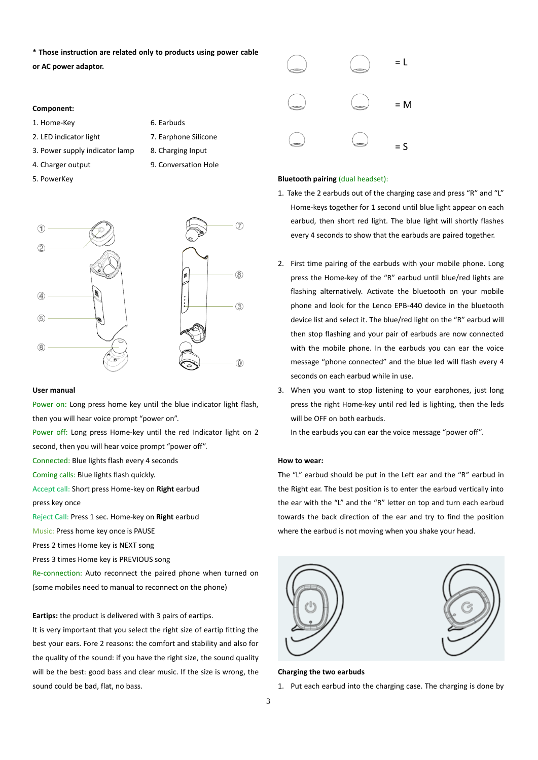**\* Those instruction are related only to products using power cable or AC power adaptor.**

**Component:**

1. Home-Key
2. LED indicator light
3. Power supply indicator lamp
4. Charger output
5. PowerKey
6. Earbuds
7. Earphone Silicone
8. Charging Input
9. Conversation Hole

**User manual**

Power on: Long press home key until the blue indicator light flash, then you will hear voice prompt "power on".

Power off: Long press Home-key until the red Indicator light on 2 second, then you will hear voice prompt "power off".

Connected: Blue lights flash every 4 seconds

Coming calls: Blue lights flash quickly.

Accept call: Short press Home-key on **Right** earbud

press key once

Reject Call: Press 1 sec. Home-key on **Right** earbud

Music: Press home key once is PAUSE

Press 2 times Home key is NEXT song

Press 3 times Home key is PREVIOUS song

Re-connection: Auto reconnect the paired phone when turned on (some mobiles need to manual to reconnect on the phone)

**Eartips:** the product is delivered with 3 pairs of eartips.

It is very important that you select the right size of eartip fitting the best your ears. Fore 2 reasons: the comfort and stability and also for the quality of the sound: if you have the right size, the sound quality will be the best: good bass and clear music. If the size is wrong, the sound could be bad, flat, no bass.

= L

= M

= S

**Bluetooth pairing** (dual headset):

1. Take the 2 earbuds out of the charging case and press "R" and "L" Home-keys together for 1 second until blue light appear on each earbud, then short red light. The blue light will shortly flashes every 4 seconds to show that the earbuds are paired together.
2. First time pairing of the earbuds with your mobile phone. Long press the Home-key of the "R" earbud until blue/red lights are flashing alternatively. Activate the bluetooth on your mobile phone and look for the Lenco EPB-440 device in the bluetooth device list and select it. The blue/red light on the "R" earbud will then stop flashing and your pair of earbuds are now connected with the mobile phone. In the earbuds you can ear the voice message "phone connected" and the blue led will flash every 4 seconds on each earbud while in use.
3. When you want to stop listening to your earphones, just long press the right Home-key until red led is lighting, then the leds will be OFF on both earbuds.
   In the earbuds you can ear the voice message "power off".

**How to wear:**

The "L" earbud should be put in the Left ear and the "R" earbud in the Right ear. The best position is to enter the earbud vertically into the ear with the "L" and the "R" letter on top and turn each earbud towards the back direction of the ear and try to find the position where the earbud is not moving when you shake your head.

**Charging the two earbuds**

1. Put each earbud into the charging case. The charging is done by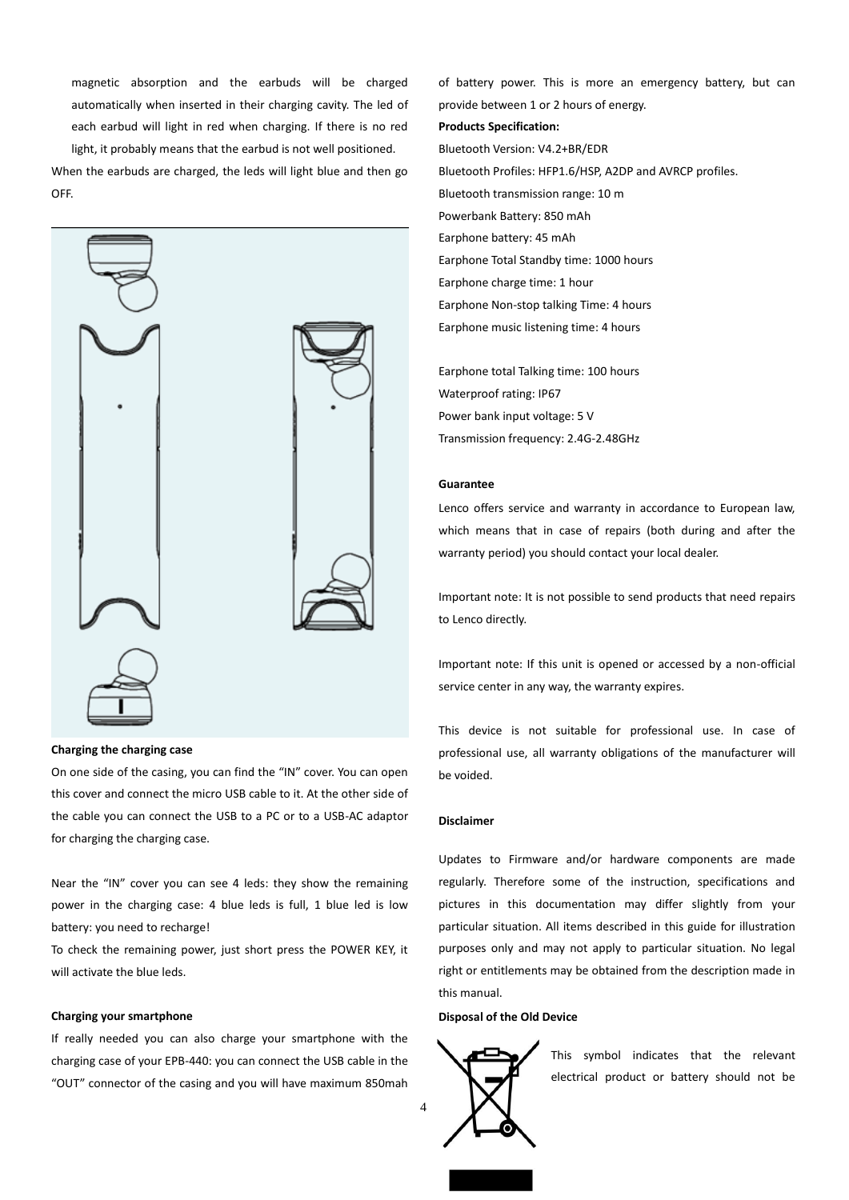magnetic absorption and the earbuds will be charged automatically when inserted in their charging cavity. The led of each earbud will light in red when charging. If there is no red light, it probably means that the earbud is not well positioned.

When the earbuds are charged, the leds will light blue and then go OFF.

**Charging the charging case**

On one side of the casing, you can find the "IN" cover. You can open this cover and connect the micro USB cable to it. At the other side of the cable you can connect the USB to a PC or to a USB-AC adaptor for charging the charging case.

Near the "IN" cover you can see 4 leds: they show the remaining power in the charging case: 4 blue leds is full, 1 blue led is low battery: you need to recharge!

To check the remaining power, just short press the POWER KEY, it will activate the blue leds.

**Charging your smartphone**

If really needed you can also charge your smartphone with the charging case of your EPB-440: you can connect the USB cable in the "OUT" connector of the casing and you will have maximum 850mah of battery power. This is more an emergency battery, but can provide between 1 or 2 hours of energy.

**Products Specification:**

Bluetooth Version: V4.2+BR/EDR
Bluetooth Profiles: HFP1.6/HSP, A2DP and AVRCP profiles.
Bluetooth transmission range: 10 m
Powerbank Battery: 850 mAh
Earphone battery: 45 mAh
Earphone Total Standby time: 1000 hours
Earphone charge time: 1 hour
Earphone Non-stop talking Time: 4 hours
Earphone music listening time: 4 hours

Earphone total Talking time: 100 hours
Waterproof rating: IP67
Power bank input voltage: 5 V
Transmission frequency: 2.4G-2.48GHz

**Guarantee**

Lenco offers service and warranty in accordance to European law, which means that in case of repairs (both during and after the warranty period) you should contact your local dealer.

Important note: It is not possible to send products that need repairs to Lenco directly.

Important note: If this unit is opened or accessed by a non-official service center in any way, the warranty expires.

This device is not suitable for professional use. In case of professional use, all warranty obligations of the manufacturer will be voided.

**Disclaimer**

Updates to Firmware and/or hardware components are made regularly. Therefore some of the instruction, specifications and pictures in this documentation may differ slightly from your particular situation. All items described in this guide for illustration purposes only and may not apply to particular situation. No legal right or entitlements may be obtained from the description made in this manual.

**Disposal of the Old Device**

This symbol indicates that the relevant electrical product or battery should not be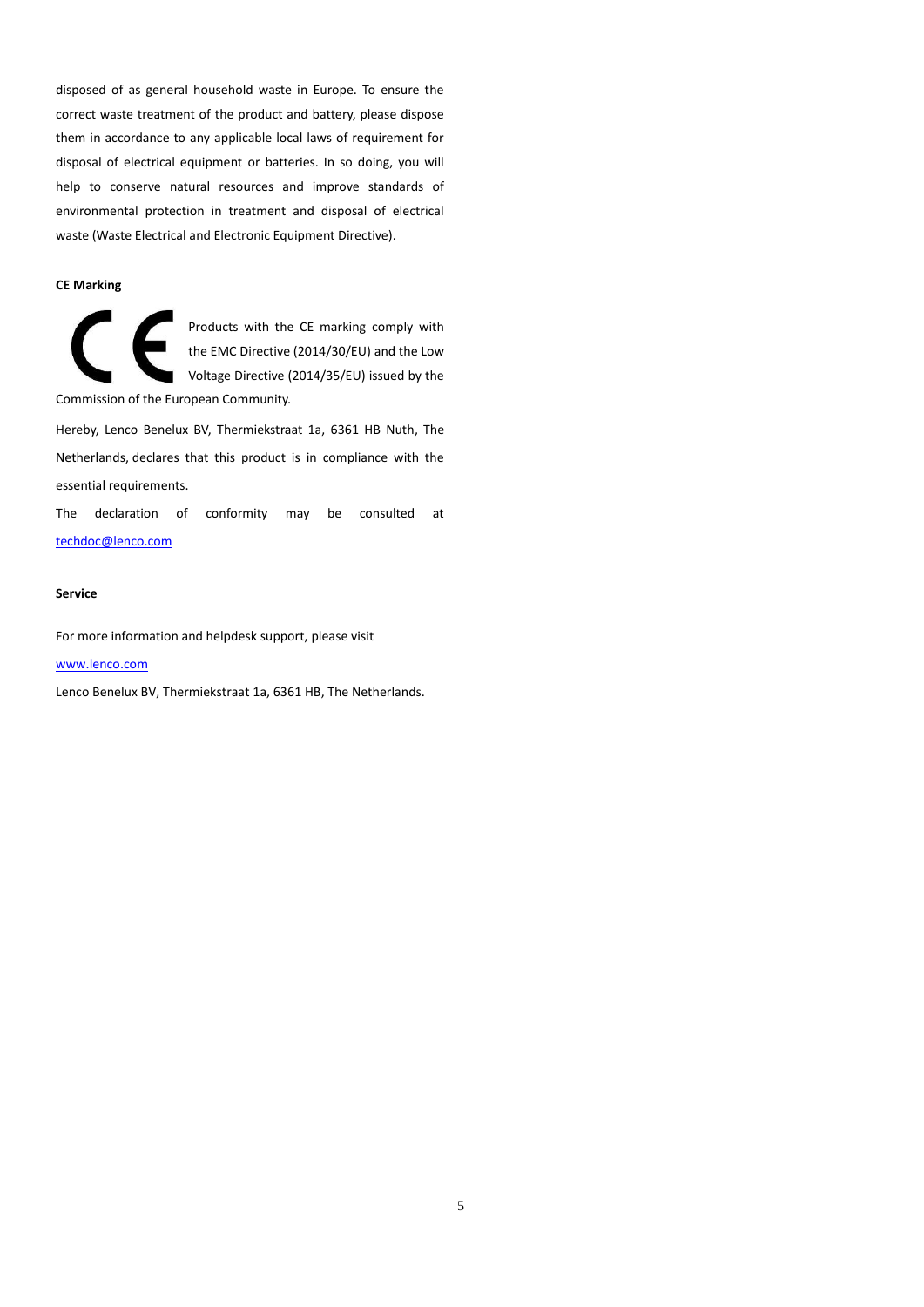disposed of as general household waste in Europe. To ensure the correct waste treatment of the product and battery, please dispose them in accordance to any applicable local laws of requirement for disposal of electrical equipment or batteries. In so doing, you will help to conserve natural resources and improve standards of environmental protection in treatment and disposal of electrical waste (Waste Electrical and Electronic Equipment Directive).

**CE Marking**

Products with the CE marking comply with the EMC Directive (2014/30/EU) and the Low Voltage Directive (2014/35/EU) issued by the Commission of the European Community.

Hereby, Lenco Benelux BV, Thermiekstraat 1a, 6361 HB Nuth, The Netherlands, declares that this product is in compliance with the essential requirements.

The declaration of conformity may be consulted at techdoc@lenco.com

**Service**

For more information and helpdesk support, please visit

www.lenco.com

Lenco Benelux BV, Thermiekstraat 1a, 6361 HB, The Netherlands.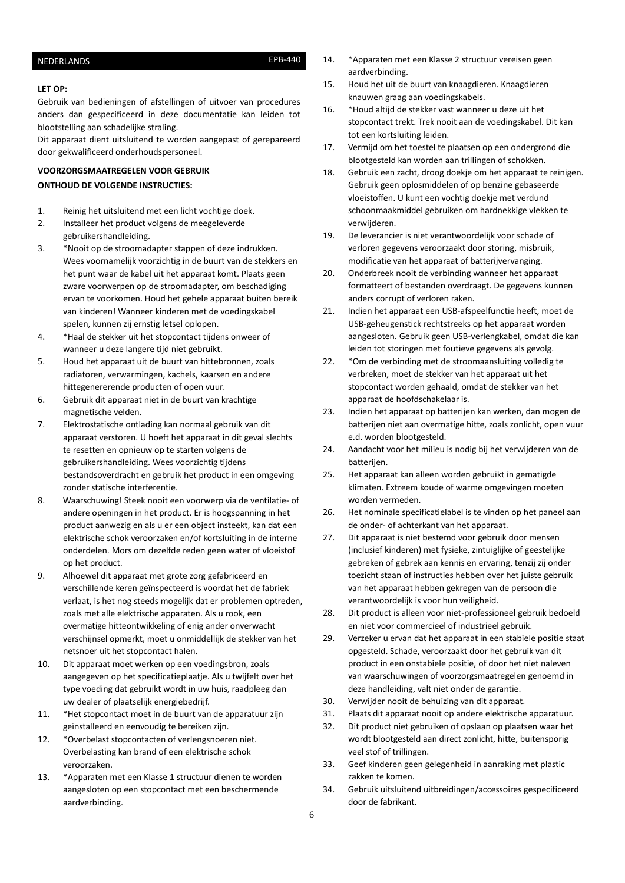**LET OP:**

Gebruik van bedieningen of afstellingen of uitvoer van procedures anders dan gespecificeerd in deze documentatie kan leiden tot blootstelling aan schadelijke straling.

Dit apparaat dient uitsluitend te worden aangepast of gerepareerd door gekwalificeerd onderhoudspersoneel.

**VOORZORGSMAATREGELEN VOOR GEBRUIK**

**ONTHOUD DE VOLGENDE INSTRUCTIES:**

1. Reinig het uitsluitend met een licht vochtige doek.
2. Installeer het product volgens de meegeleverde gebruikershandleiding.
3. *Nooit op de stroomadapter stappen of deze indrukken. Wees voornamelijk voorzichtig in de buurt van de stekkers en het punt waar de kabel uit het apparaat komt. Plaats geen zware voorwerpen op de stroomadapter, om beschadiging ervan te voorkomen. Houd het gehele apparaat buiten bereik van kinderen! Wanneer kinderen met de voedingskabel spelen, kunnen zij ernstig letsel oplopen.
4. *Haal de stekker uit het stopcontact tijdens onweer of wanneer u deze langere tijd niet gebruikt.
5. Houd het apparaat uit de buurt van hittebronnen, zoals radiatoren, verwarmingen, kachels, kaarsen en andere hittegenererende producten of open vuur.
6. Gebruik dit apparaat niet in de buurt van krachtige magnetische velden.
7. Elektrostatische ontlading kan normaal gebruik van dit apparaat verstoren. U hoeft het apparaat in dit geval slechts te resetten en opnieuw op te starten volgens de gebruikershandleiding. Wees voorzichtig tijdens bestandsoverdracht en gebruik het product in een omgeving zonder statische interferentie.
8. Waarschuwing! Steek nooit een voorwerp via de ventilatie- of andere openingen in het product. Er is hoogspanning in het product aanwezig en als u er een object insteekt, kan dat een elektrische schok veroorzaken en/of kortsluiting in de interne onderdelen. Mors om dezelfde reden geen water of vloeistof op het product.
9. Alhoewel dit apparaat met grote zorg gefabriceerd en verschillende keren geïnspecteerd is voordat het de fabriek verlaat, is het nog steeds mogelijk dat er problemen optreden, zoals met alle elektrische apparaten. Als u rook, een overmatige hitteontwikkeling of enig ander onverwacht verschijnsel opmerkt, moet u onmiddellijk de stekker van het netsnoer uit het stopcontact halen.
10. Dit apparaat moet werken op een voedingsbron, zoals aangegeven op het specificatieplaatje. Als u twijfelt over het type voeding dat gebruikt wordt in uw huis, raadpleeg dan uw dealer of plaatselijk energiebedrijf.
11. *Het stopcontact moet in de buurt van de apparatuur zijn geïnstalleerd en eenvoudig te bereiken zijn.
12. *Overbelast stopcontacten of verlengsnoeren niet. Overbelasting kan brand of een elektrische schok veroorzaken.
13. *Apparaten met een Klasse 1 structuur dienen te worden aangesloten op een stopcontact met een beschermende aardverbinding.
14. *Apparaten met een Klasse 2 structuur vereisen geen aardverbinding.
15. Houd het uit de buurt van knaagdieren. Knaagdieren knauwen graag aan voedingskabels.
16. *Houd altijd de stekker vast wanneer u deze uit het stopcontact trekt. Trek nooit aan de voedingskabel. Dit kan tot een kortsluiting leiden.
17. Vermijd om het toestel te plaatsen op een ondergrond die blootgesteld kan worden aan trillingen of schokken.
18. Gebruik een zacht, droog doekje om het apparaat te reinigen. Gebruik geen oplosmiddelen of op benzine gebaseerde vloeistoffen. U kunt een vochtig doekje met verdund schoonmaakmiddel gebruiken om hardnekkige vlekken te verwijderen.
19. De leverancier is niet verantwoordelijk voor schade of verloren gegevens veroorzaakt door storing, misbruik, modificatie van het apparaat of batterijvervanging.
20. Onderbreek nooit de verbinding wanneer het apparaat formatteert of bestanden overdraagt. De gegevens kunnen anders corrupt of verloren raken.
21. Indien het apparaat een USB-afspeelfunctie heeft, moet de USB-geheugenstick rechtstreeks op het apparaat worden aangesloten. Gebruik geen USB-verlengkabel, omdat die kan leiden tot storingen met foutieve gegevens als gevolg.
22. *Om de verbinding met de stroomaansluiting volledig te verbreken, moet de stekker van het apparaat uit het stopcontact worden gehaald, omdat de stekker van het apparaat de hoofdschakelaar is.
23. Indien het apparaat op batterijen kan werken, dan mogen de batterijen niet aan overmatige hitte, zoals zonlicht, open vuur e.d. worden blootgesteld.
24. Aandacht voor het milieu is nodig bij het verwijderen van de batterijen.
25. Het apparaat kan alleen worden gebruikt in gematigde klimaten. Extreem koude of warme omgevingen moeten worden vermeden.
26. Het nominale specificatielabel is te vinden op het paneel aan de onder- of achterkant van het apparaat.
27. Dit apparaat is niet bestemd voor gebruik door mensen (inclusief kinderen) met fysieke, zintuiglijke of geestelijke gebreken of gebrek aan kennis en ervaring, tenzij zij onder toezicht staan of instructies hebben over het juiste gebruik van het apparaat hebben gekregen van de persoon die verantwoordelijk is voor hun veiligheid.
28. Dit product is alleen voor niet-professioneel gebruik bedoeld en niet voor commercieel of industrieel gebruik.
29. Verzeker u ervan dat het apparaat in een stabiele positie staat opgesteld. Schade, veroorzaakt door het gebruik van dit product in een onstabiele positie, of door het niet naleven van waarschuwingen of voorzorgsmaatregelen genoemd in deze handleiding, valt niet onder de garantie.
30. Verwijder nooit de behuizing van dit apparaat.
31. Plaats dit apparaat nooit op andere elektrische apparatuur.
32. Dit product niet gebruiken of opslaan op plaatsen waar het wordt blootgesteld aan direct zonlicht, hitte, buitensporig veel stof of trillingen.
33. Geef kinderen geen gelegenheid in aanraking met plastic zakken te komen.
34. Gebruik uitsluitend uitbreidingen/accessoires gespecificeerd door de fabrikant.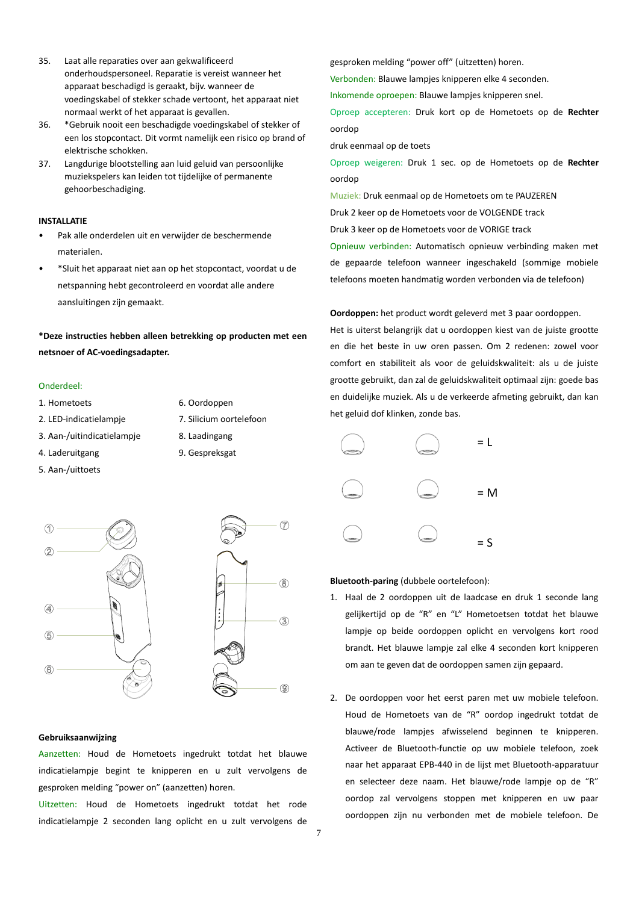35. Laat alle reparaties over aan gekwalificeerd onderhoudspersoneel. Reparatie is vereist wanneer het apparaat beschadigd is geraakt, bijv. wanneer de voedingskabel of stekker schade vertoont, het apparaat niet normaal werkt of het apparaat is gevallen.
36. *Gebruik nooit een beschadigde voedingskabel of stekker of een los stopcontact. Dit vormt namelijk een risico op brand of elektrische schokken.
37. Langdurige blootstelling aan luid geluid van persoonlijke muziekspelers kan leiden tot tijdelijke of permanente gehoorbeschadiging.

**INSTALLATIE**

- Pak alle onderdelen uit en verwijder de beschermende materialen.
- *Sluit het apparaat niet aan op het stopcontact, voordat u de netspanning hebt gecontroleerd en voordat alle andere aansluitingen zijn gemaakt.

***Deze instructies hebben alleen betrekking op producten met een netsnoer of AC-voedingsadapter.**

Onderdeel:

1. Hometoets
2. LED-indicatielampje
3. Aan-/uitindicatielampje
4. Laderuitgang
5. Aan-/uittoets
6. Oordoppen
7. Silicium oortelefoon
8. Laadingang
9. Gespreksgat

**Gebruiksaanwijzing**

Aanzetten: Houd de Hometoets ingedrukt totdat het blauwe indicatielampje begint te knipperen en u zult vervolgens de gesproken melding "power on" (aanzetten) horen.

Uitzetten: Houd de Hometoets ingedrukt totdat het rode indicatielampje 2 seconden lang oplicht en u zult vervolgens de gesproken melding "power off" (uitzetten) horen.

Verbonden: Blauwe lampjes knipperen elke 4 seconden.

Inkomende oproepen: Blauwe lampjes knipperen snel.

Oproep accepteren: Druk kort op de Hometoets op de **Rechter** oordop

druk eenmaal op de toets

Oproep weigeren: Druk 1 sec. op de Hometoets op de **Rechter** oordop

Muziek: Druk eenmaal op de Hometoets om te PAUZEREN

Druk 2 keer op de Hometoets voor de VOLGENDE track

Druk 3 keer op de Hometoets voor de VORIGE track

Opnieuw verbinden: Automatisch opnieuw verbinding maken met de gepaarde telefoon wanneer ingeschakeld (sommige mobiele telefoons moeten handmatig worden verbonden via de telefoon)

**Oordoppen:** het product wordt geleverd met 3 paar oordoppen. Het is uiterst belangrijk dat u oordoppen kiest van de juiste grootte en die het beste in uw oren passen. Om 2 redenen: zowel voor comfort en stabiliteit als voor de geluidskwaliteit: als u de juiste grootte gebruikt, dan zal de geluidskwaliteit optimaal zijn: goede bas en duidelijke muziek. Als u de verkeerde afmeting gebruikt, dan kan het geluid dof klinken, zonde bas.

= L

= M

= S

**Bluetooth-paring** (dubbele oortelefoon):

1. Haal de 2 oordoppen uit de laadcase en druk 1 seconde lang gelijkertijd op de "R" en "L" Hometoetsen totdat het blauwe lampje op beide oordoppen oplicht en vervolgens kort rood brandt. Het blauwe lampje zal elke 4 seconden kort knipperen om aan te geven dat de oordoppen samen zijn gepaard.

2. De oordoppen voor het eerst paren met uw mobiele telefoon. Houd de Hometoets van de "R" oordop ingedrukt totdat de blauwe/rode lampjes afwisselend beginnen te knipperen. Activeer de Bluetooth-functie op uw mobiele telefoon, zoek naar het apparaat EPB-440 in de lijst met Bluetooth-apparatuur en selecteer deze naam. Het blauwe/rode lampje op de "R" oordop zal vervolgens stoppen met knipperen en uw paar oordoppen zijn nu verbonden met de mobiele telefoon. De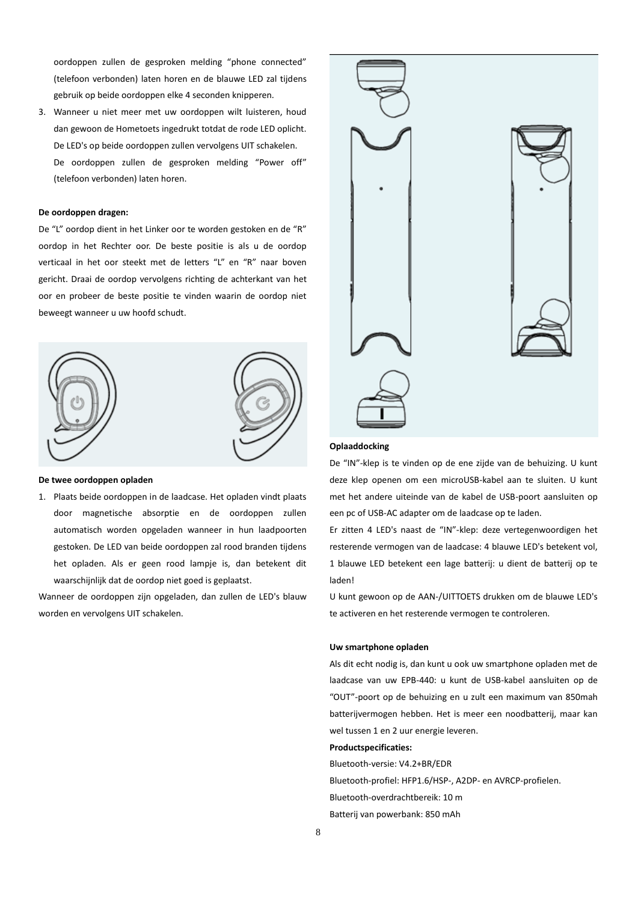oordoppen zullen de gesproken melding “phone connected” (telefoon verbonden) laten horen en de blauwe LED zal tijdens gebruik op beide oordoppen elke 4 seconden knipperen.

3. Wanneer u niet meer met uw oordoppen wilt luisteren, houd dan gewoon de Hometoets ingedrukt totdat de rode LED oplicht. De LED's op beide oordoppen zullen vervolgens UIT schakelen. De oordoppen zullen de gesproken melding “Power off” (telefoon verbonden) laten horen.

**De oordoppen dragen:**

De “L” oordop dient in het Linker oor te worden gestoken en de “R” oordop in het Rechter oor. De beste positie is als u de oordop verticaal in het oor steekt met de letters “L” en “R” naar boven gericht. Draai de oordop vervolgens richting de achterkant van het oor en probeer de beste positie te vinden waarin de oordop niet beweegt wanneer u uw hoofd schudt.

**De twee oordoppen opladen**

1. Plaats beide oordoppen in de laadcase. Het opladen vindt plaats door magnetische absorptie en de oordoppen zullen automatisch worden opgeladen wanneer in hun laadpoorten gestoken. De LED van beide oordoppen zal rood branden tijdens het opladen. Als er geen rood lampje is, dan betekent dit waarschijnlijk dat de oordop niet goed is geplaatst.

Wanneer de oordoppen zijn opgeladen, dan zullen de LED's blauw worden en vervolgens UIT schakelen.

**Oplaaddocking**

De “IN”-klep is te vinden op de ene zijde van de behuizing. U kunt deze klep openen om een microUSB-kabel aan te sluiten. U kunt met het andere uiteinde van de kabel de USB-poort aansluiten op een pc of USB-AC adapter om de laadcase op te laden.

Er zitten 4 LED's naast de “IN”-klep: deze vertegenwoordigen het resterende vermogen van de laadcase: 4 blauwe LED's betekent vol, 1 blauwe LED betekent een lage batterij: u dient de batterij op te laden!

U kunt gewoon op de AAN-/UITTOETS drukken om de blauwe LED's te activeren en het resterende vermogen te controleren.

**Uw smartphone opladen**

Als dit echt nodig is, dan kunt u ook uw smartphone opladen met de laadcase van uw EPB-440: u kunt de USB-kabel aansluiten op de “OUT”-poort op de behuizing en u zult een maximum van 850mah batterijvermogen hebben. Het is meer een noodbatterij, maar kan wel tussen 1 en 2 uur energie leveren.

**Productspecificaties:**

Bluetooth-versie: V4.2+BR/EDR

Bluetooth-profiel: HFP1.6/HSP-, A2DP- en AVRCP-profielen.

Bluetooth-overdrachtbereik: 10 m

Batterij van powerbank: 850 mAh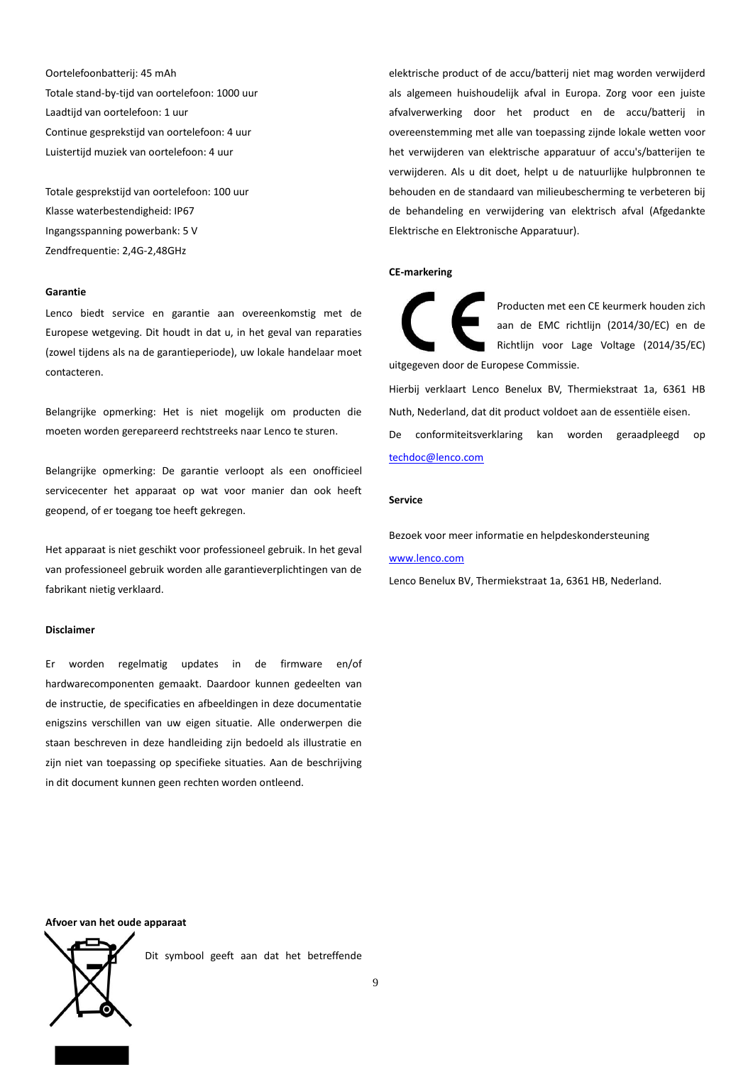Oortelefoonbatterij: 45 mAh
Totale stand-by-tijd van oortelefoon: 1000 uur
Laadtijd van oortelefoon: 1 uur
Continue gesprekstijd van oortelefoon: 4 uur
Luistertijd muziek van oortelefoon: 4 uur

Totale gesprekstijd van oortelefoon: 100 uur
Klasse waterbestendigheid: IP67
Ingangsspanning powerbank: 5 V
Zendfrequentie: 2,4G-2,48GHz

**Garantie**

Lenco biedt service en garantie aan overeenkomstig met de Europese wetgeving. Dit houdt in dat u, in het geval van reparaties (zowel tijdens als na de garantieperiode), uw lokale handelaar moet contacteren.

Belangrijke opmerking: Het is niet mogelijk om producten die moeten worden gerepareerd rechtstreeks naar Lenco te sturen.

Belangrijke opmerking: De garantie verloopt als een onofficieel servicecenter het apparaat op wat voor manier dan ook heeft geopend, of er toegang toe heeft gekregen.

Het apparaat is niet geschikt voor professioneel gebruik. In het geval van professioneel gebruik worden alle garantieverplichtingen van de fabrikant nietig verklaard.

**Disclaimer**

Er worden regelmatig updates in de firmware en/of hardwarecomponenten gemaakt. Daardoor kunnen gedeelten van de instructie, de specificaties en afbeeldingen in deze documentatie enigszins verschillen van uw eigen situatie. Alle onderwerpen die staan beschreven in deze handleiding zijn bedoeld als illustratie en zijn niet van toepassing op specifieke situaties. Aan de beschrijving in dit document kunnen geen rechten worden ontleend.

**Afvoer van het oude apparaat**

Dit symbool geeft aan dat het betreffende elektrische product of de accu/batterij niet mag worden verwijderd als algemeen huishoudelijk afval in Europa. Zorg voor een juiste afvalverwerking door het product en de accu/batterij in overeenstemming met alle van toepassing zijnde lokale wetten voor het verwijderen van elektrische apparatuur of accu's/batterijen te verwijderen. Als u dit doet, helpt u de natuurlijke hulpbronnen te behouden en de standaard van milieubescherming te verbeteren bij de behandeling en verwijdering van elektrisch afval (Afgedankte Elektrische en Elektronische Apparatuur).

**CE-markering**

Producten met een CE keurmerk houden zich aan de EMC richtlijn (2014/30/EC) en de Richtlijn voor Lage Voltage (2014/35/EC) uitgegeven door de Europese Commissie.

Hierbij verklaart Lenco Benelux BV, Thermiekstraat 1a, 6361 HB Nuth, Nederland, dat dit product voldoet aan de essentiële eisen.

De conformiteitsverklaring kan worden geraadpleegd op techdoc@lenco.com

**Service**

Bezoek voor meer informatie en helpdeskondersteuning www.lenco.com

Lenco Benelux BV, Thermiekstraat 1a, 6361 HB, Nederland.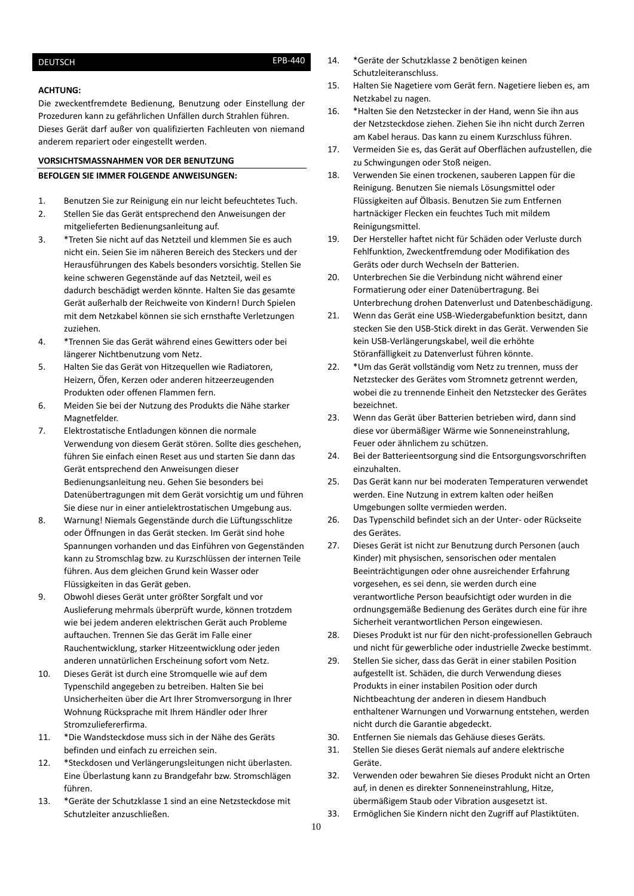DEUTSCH EPB-440

**ACHTUNG:**
Die zweckentfremdete Bedienung, Benutzung oder Einstellung der Prozeduren kann zu gefährlichen Unfällen durch Strahlen führen. Dieses Gerät darf außer von qualifizierten Fachleuten von niemand anderem repariert oder eingestellt werden.

**VORSICHTSMASSNAHMEN VOR DER BENUTZUNG**

**BEFOLGEN SIE IMMER FOLGENDE ANWEISUNGEN:**

1. Benutzen Sie zur Reinigung ein nur leicht befeuchtetes Tuch.
2. Stellen Sie das Gerät entsprechend den Anweisungen der mitgelieferten Bedienungsanleitung auf.
3. *Treten Sie nicht auf das Netzteil und klemmen Sie es auch nicht ein. Seien Sie im näheren Bereich des Steckers und der Herausführungen des Kabels besonders vorsichtig. Stellen Sie keine schweren Gegenstände auf das Netzteil, weil es dadurch beschädigt werden könnte. Halten Sie das gesamte Gerät außerhalb der Reichweite von Kindern! Durch Spielen mit dem Netzkabel können sie sich ernsthafte Verletzungen zuziehen.
4. *Trennen Sie das Gerät während eines Gewitters oder bei längerer Nichtbenutzung vom Netz.
5. Halten Sie das Gerät von Hitzequellen wie Radiatoren, Heizern, Öfen, Kerzen oder anderen hitzeerzeugenden Produkten oder offenen Flammen fern.
6. Meiden Sie bei der Nutzung des Produkts die Nähe starker Magnetfelder.
7. Elektrostatische Entladungen können die normale Verwendung von diesem Gerät stören. Sollte dies geschehen, führen Sie einfach einen Reset aus und starten Sie dann das Gerät entsprechend den Anweisungen dieser Bedienungsanleitung neu. Gehen Sie besonders bei Datenübertragungen mit dem Gerät vorsichtig um und führen Sie diese nur in einer antielektrostatischen Umgebung aus.
8. Warnung! Niemals Gegenstände durch die Lüftungsschlitze oder Öffnungen in das Gerät stecken. Im Gerät sind hohe Spannungen vorhanden und das Einführen von Gegenständen kann zu Stromschlag bzw. zu Kurzschlüssen der internen Teile führen. Aus dem gleichen Grund kein Wasser oder Flüssigkeiten in das Gerät geben.
9. Obwohl dieses Gerät unter größter Sorgfalt und vor Auslieferung mehrmals überprüft wurde, können trotzdem wie bei jedem anderen elektrischen Gerät auch Probleme auftauchen. Trennen Sie das Gerät im Falle einer Rauchentwicklung, starker Hitzeentwicklung oder jeden anderen unnatürlichen Erscheinung sofort vom Netz.
10. Dieses Gerät ist durch eine Stromquelle wie auf dem Typenschild angegeben zu betreiben. Halten Sie bei Unsicherheiten über die Art Ihrer Stromversorgung in Ihrer Wohnung Rücksprache mit Ihrem Händler oder Ihrer Stromzuliefererfirma.
11. *Die Wandsteckdose muss sich in der Nähe des Geräts befinden und einfach zu erreichen sein.
12. *Steckdosen und Verlängerungsleitungen nicht überlasten. Eine Überlastung kann zu Brandgefahr bzw. Stromschlägen führen.
13. *Geräte der Schutzklasse 1 sind an eine Netzsteckdose mit Schutzleiter anzuschließen.
14. *Geräte der Schutzklasse 2 benötigen keinen Schutzleiteranschluss.
15. Halten Sie Nagetiere vom Gerät fern. Nagetiere lieben es, am Netzkabel zu nagen.
16. *Halten Sie den Netzstecker in der Hand, wenn Sie ihn aus der Netzsteckdose ziehen. Ziehen Sie ihn nicht durch Zerren am Kabel heraus. Das kann zu einem Kurzschluss führen.
17. Vermeiden Sie es, das Gerät auf Oberflächen aufzustellen, die zu Schwingungen oder Stoß neigen.
18. Verwenden Sie einen trockenen, sauberen Lappen für die Reinigung. Benutzen Sie niemals Lösungsmittel oder Flüssigkeiten auf Ölbasis. Benutzen Sie zum Entfernen hartnäckiger Flecken ein feuchtes Tuch mit mildem Reinigungsmittel.
19. Der Hersteller haftet nicht für Schäden oder Verluste durch Fehlfunktion, Zweckentfremdung oder Modifikation des Geräts oder durch Wechseln der Batterien.
20. Unterbrechen Sie die Verbindung nicht während einer Formatierung oder einer Datenübertragung. Bei Unterbrechung drohen Datenverlust und Datenbeschädigung.
21. Wenn das Gerät eine USB-Wiedergabefunktion besitzt, dann stecken Sie den USB-Stick direkt in das Gerät. Verwenden Sie kein USB-Verlängerungskabel, weil die erhöhte Störanfälligkeit zu Datenverlust führen könnte.
22. *Um das Gerät vollständig vom Netz zu trennen, muss der Netzstecker des Gerätes vom Stromnetz getrennt werden, wobei die zu trennende Einheit den Netzstecker des Gerätes bezeichnet.
23. Wenn das Gerät über Batterien betrieben wird, dann sind diese vor übermäßiger Wärme wie Sonneneinstrahlung, Feuer oder ähnlichem zu schützen.
24. Bei der Batterieentsorgung sind die Entsorgungsvorschriften einzuhalten.
25. Das Gerät kann nur bei moderaten Temperaturen verwendet werden. Eine Nutzung in extrem kalten oder heißen Umgebungen sollte vermieden werden.
26. Das Typenschild befindet sich an der Unter- oder Rückseite des Gerätes.
27. Dieses Gerät ist nicht zur Benutzung durch Personen (auch Kinder) mit physischen, sensorischen oder mentalen Beeinträchtigungen oder ohne ausreichender Erfahrung vorgesehen, es sei denn, sie werden durch eine verantwortliche Person beaufsichtigt oder wurden in die ordnungsgemäße Bedienung des Gerätes durch eine für ihre Sicherheit verantwortlichen Person eingewiesen.
28. Dieses Produkt ist nur für den nicht-professionellen Gebrauch und nicht für gewerbliche oder industrielle Zwecke bestimmt.
29. Stellen Sie sicher, dass das Gerät in einer stabilen Position aufgestellt ist. Schäden, die durch Verwendung dieses Produkts in einer instabilen Position oder durch Nichtbeachtung der anderen in diesem Handbuch enthaltener Warnungen und Vorwarnung entstehen, werden nicht durch die Garantie abgedeckt.
30. Entfernen Sie niemals das Gehäuse dieses Geräts.
31. Stellen Sie dieses Gerät niemals auf andere elektrische Geräte.
32. Verwenden oder bewahren Sie dieses Produkt nicht an Orten auf, in denen es direkter Sonneneinstrahlung, Hitze, übermäßigem Staub oder Vibration ausgesetzt ist.
33. Ermöglichen Sie Kindern nicht den Zugriff auf Plastiktüten.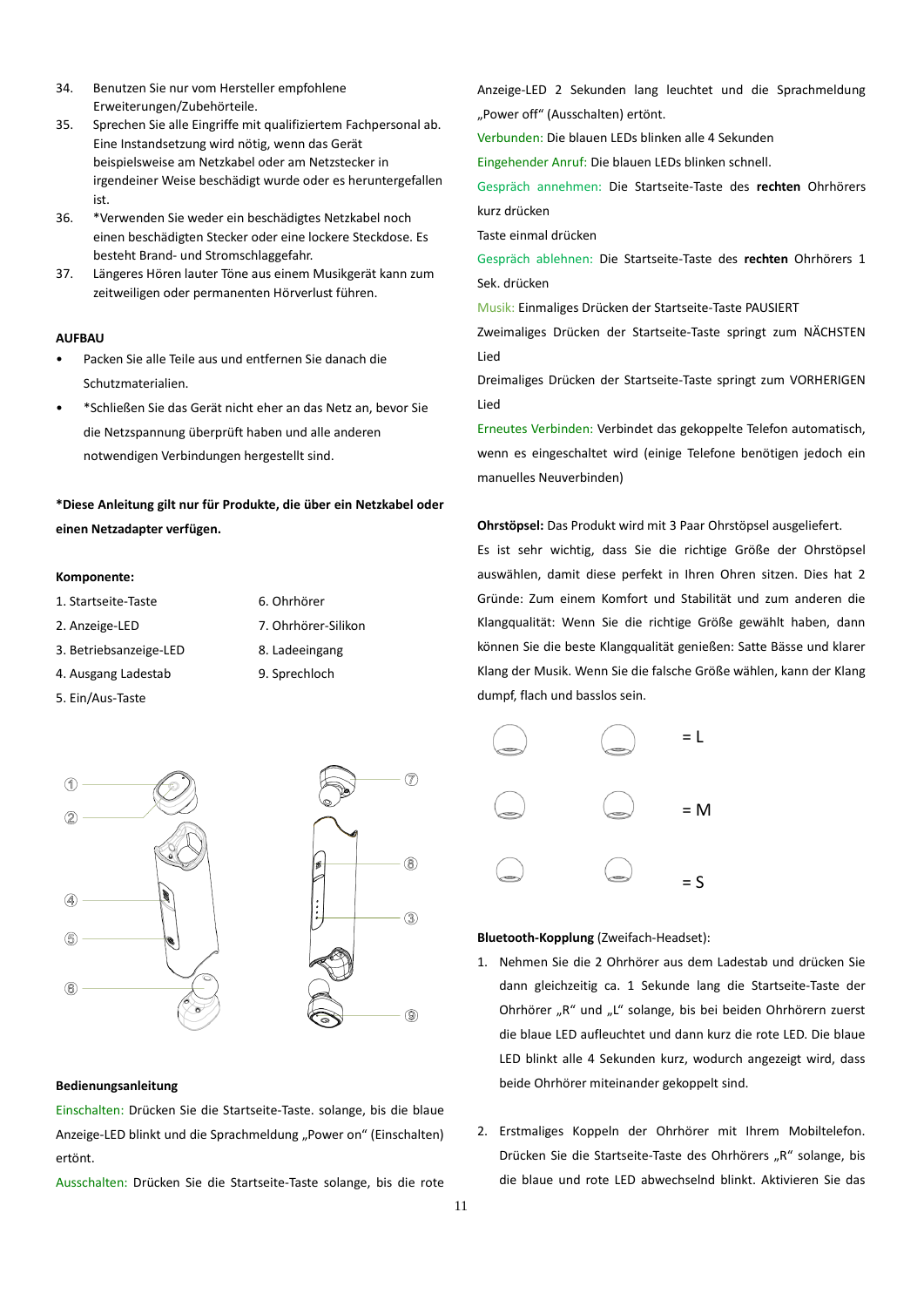34. Benutzen Sie nur vom Hersteller empfohlene Erweiterungen/Zubehörteile.
35. Sprechen Sie alle Eingriffe mit qualifiziertem Fachpersonal ab. Eine Instandsetzung wird nötig, wenn das Gerät beispielsweise am Netzkabel oder am Netzstecker in irgendeiner Weise beschädigt wurde oder es heruntergefallen ist.
36. *Verwenden Sie weder ein beschädigtes Netzkabel noch einen beschädigten Stecker oder eine lockere Steckdose. Es besteht Brand- und Stromschlaggefahr.
37. Längeres Hören lauter Töne aus einem Musikgerät kann zum zeitweiligen oder permanenten Hörverlust führen.

**AUFBAU**

- Packen Sie alle Teile aus und entfernen Sie danach die Schutzmaterialien.
- *Schließen Sie das Gerät nicht eher an das Netz an, bevor Sie die Netzspannung überprüft haben und alle anderen notwendigen Verbindungen hergestellt sind.

**\*Diese Anleitung gilt nur für Produkte, die über ein Netzkabel oder einen Netzadapter verfügen.**

**Komponente:**

1. Startseite-Taste
2. Anzeige-LED
3. Betriebsanzeige-LED
4. Ausgang Ladestab
5. Ein/Aus-Taste
6. Ohrhörer
7. Ohrhörer-Silikon
8. Ladeeingang
9. Sprechloch

**Bedienungsanleitung**

Einschalten: Drücken Sie die Startseite-Taste. solange, bis die blaue Anzeige-LED blinkt und die Sprachmeldung „Power on" (Einschalten) ertönt.

Ausschalten: Drücken Sie die Startseite-Taste solange, bis die rote Anzeige-LED 2 Sekunden lang leuchtet und die Sprachmeldung „Power off" (Ausschalten) ertönt.

Verbunden: Die blauen LEDs blinken alle 4 Sekunden

Eingehender Anruf: Die blauen LEDs blinken schnell.

Gespräch annehmen: Die Startseite-Taste des **rechten** Ohrhörers kurz drücken

Taste einmal drücken

Gespräch ablehnen: Die Startseite-Taste des **rechten** Ohrhörers 1 Sek. drücken

Musik: Einmaliges Drücken der Startseite-Taste PAUSIERT

Zweimaliges Drücken der Startseite-Taste springt zum NÄCHSTEN Lied

Dreimaliges Drücken der Startseite-Taste springt zum VORHERIGEN Lied

Erneutes Verbinden: Verbindet das gekoppelte Telefon automatisch, wenn es eingeschaltet wird (einige Telefone benötigen jedoch ein manuelles Neuverbinden)

**Ohrstöpsel:** Das Produkt wird mit 3 Paar Ohrstöpsel ausgeliefert.

Es ist sehr wichtig, dass Sie die richtige Größe der Ohrstöpsel auswählen, damit diese perfekt in Ihren Ohren sitzen. Dies hat 2 Gründe: Zum einem Komfort und Stabilität und zum anderen die Klangqualität: Wenn Sie die richtige Größe gewählt haben, dann können Sie die beste Klangqualität genießen: Satte Bässe und klarer Klang der Musik. Wenn Sie die falsche Größe wählen, kann der Klang dumpf, flach und basslos sein.

= L

= M

= S

**Bluetooth-Kopplung** (Zweifach-Headset):

1. Nehmen Sie die 2 Ohrhörer aus dem Ladestab und drücken Sie dann gleichzeitig ca. 1 Sekunde lang die Startseite-Taste der Ohrhörer „R" und „L" solange, bis bei beiden Ohrhörern zuerst die blaue LED aufleuchtet und dann kurz die rote LED. Die blaue LED blinkt alle 4 Sekunden kurz, wodurch angezeigt wird, dass beide Ohrhörer miteinander gekoppelt sind.

2. Erstmaliges Koppeln der Ohrhörer mit Ihrem Mobiltelefon. Drücken Sie die Startseite-Taste des Ohrhörers „R" solange, bis die blaue und rote LED abwechselnd blinkt. Aktivieren Sie das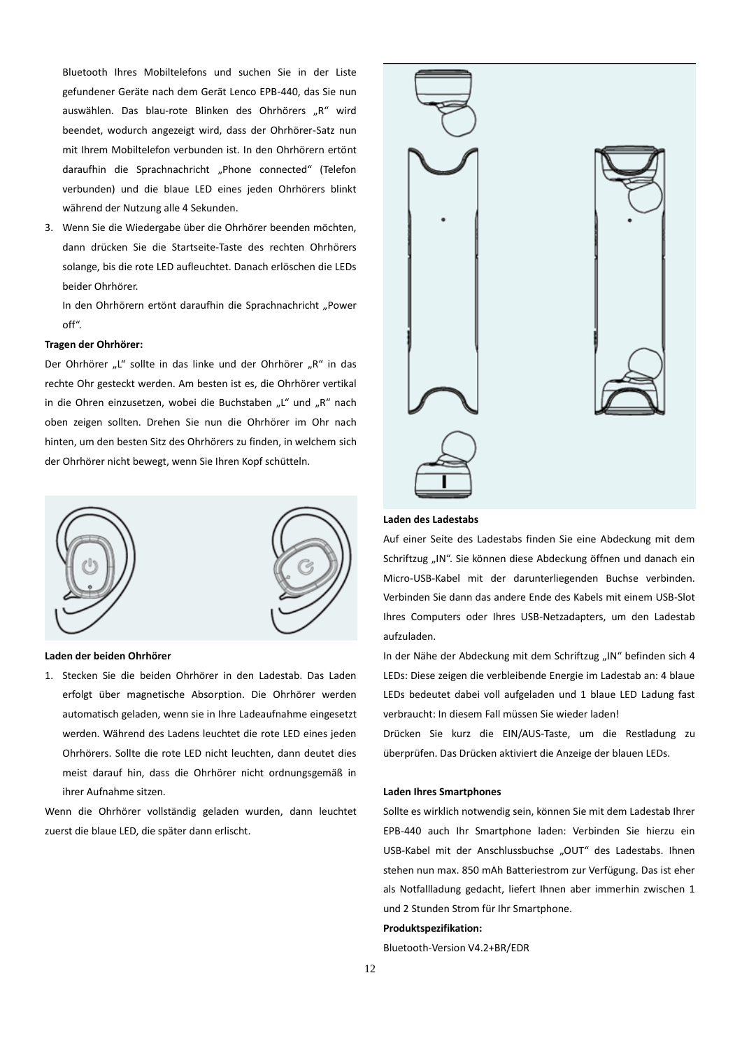Bluetooth Ihres Mobiltelefons und suchen Sie in der Liste gefundener Geräte nach dem Gerät Lenco EPB-440, das Sie nun auswählen. Das blau-rote Blinken des Ohrhörers „R“ wird beendet, wodurch angezeigt wird, dass der Ohrhörer-Satz nun mit Ihrem Mobiltelefon verbunden ist. In den Ohrhörern ertönt daraufhin die Sprachnachricht „Phone connected“ (Telefon verbunden) und die blaue LED eines jeden Ohrhörers blinkt während der Nutzung alle 4 Sekunden.

3. Wenn Sie die Wiedergabe über die Ohrhörer beenden möchten, dann drücken Sie die Startseite-Taste des rechten Ohrhörers solange, bis die rote LED aufleuchtet. Danach erlöschen die LEDs beider Ohrhörer.

   In den Ohrhörern ertönt daraufhin die Sprachnachricht „Power off“.

**Tragen der Ohrhörer:**

Der Ohrhörer „L“ sollte in das linke und der Ohrhörer „R“ in das rechte Ohr gesteckt werden. Am besten ist es, die Ohrhörer vertikal in die Ohren einzusetzen, wobei die Buchstaben „L“ und „R“ nach oben zeigen sollten. Drehen Sie nun die Ohrhörer im Ohr nach hinten, um den besten Sitz des Ohrhörers zu finden, in welchem sich der Ohrhörer nicht bewegt, wenn Sie Ihren Kopf schütteln.

**Laden der beiden Ohrhörer**

1. Stecken Sie die beiden Ohrhörer in den Ladestab. Das Laden erfolgt über magnetische Absorption. Die Ohrhörer werden automatisch geladen, wenn sie in Ihre Ladeaufnahme eingesetzt werden. Während des Ladens leuchtet die rote LED eines jeden Ohrhörers. Sollte die rote LED nicht leuchten, dann deutet dies meist darauf hin, dass die Ohrhörer nicht ordnungsgemäß in ihrer Aufnahme sitzen.

Wenn die Ohrhörer vollständig geladen wurden, dann leuchtet zuerst die blaue LED, die später dann erlischt.

**Laden des Ladestabs**

Auf einer Seite des Ladestabs finden Sie eine Abdeckung mit dem Schriftzug „IN“. Sie können diese Abdeckung öffnen und danach ein Micro-USB-Kabel mit der darunterliegenden Buchse verbinden. Verbinden Sie dann das andere Ende des Kabels mit einem USB-Slot Ihres Computers oder Ihres USB-Netzadapters, um den Ladestab aufzuladen.

In der Nähe der Abdeckung mit dem Schriftzug „IN“ befinden sich 4 LEDs: Diese zeigen die verbleibende Energie im Ladestab an: 4 blaue LEDs bedeutet dabei voll aufgeladen und 1 blaue LED Ladung fast verbraucht: In diesem Fall müssen Sie wieder laden!

Drücken Sie kurz die EIN/AUS-Taste, um die Restladung zu überprüfen. Das Drücken aktiviert die Anzeige der blauen LEDs.

**Laden Ihres Smartphones**

Sollte es wirklich notwendig sein, können Sie mit dem Ladestab Ihrer EPB-440 auch Ihr Smartphone laden: Verbinden Sie hierzu ein USB-Kabel mit der Anschlussbuchse „OUT“ des Ladestabs. Ihnen stehen nun max. 850 mAh Batteriestrom zur Verfügung. Das ist eher als Notfallladung gedacht, liefert Ihnen aber immerhin zwischen 1 und 2 Stunden Strom für Ihr Smartphone.

**Produktspezifikation:**

Bluetooth-Version V4.2+BR/EDR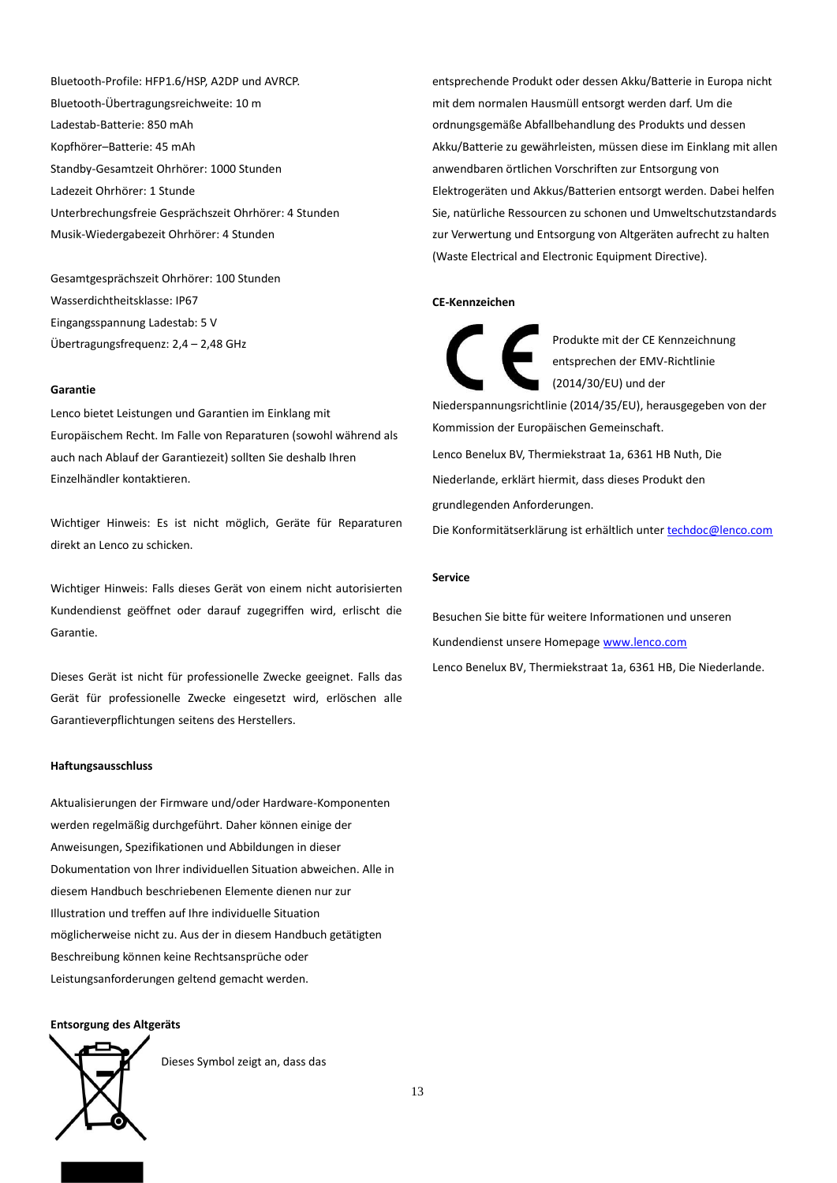Bluetooth-Profile: HFP1.6/HSP, A2DP und AVRCP.
Bluetooth-Übertragungsreichweite: 10 m
Ladestab-Batterie: 850 mAh
Kopfhörer–Batterie: 45 mAh
Standby-Gesamtzeit Ohrhörer: 1000 Stunden
Ladezeit Ohrhörer: 1 Stunde
Unterbrechungsfreie Gesprächszeit Ohrhörer: 4 Stunden
Musik-Wiedergabezeit Ohrhörer: 4 Stunden

Gesamtgesprächszeit Ohrhörer: 100 Stunden
Wasserdichtheitsklasse: IP67
Eingangsspannung Ladestab: 5 V
Übertragungsfrequenz: 2,4 – 2,48 GHz

**Garantie**

Lenco bietet Leistungen und Garantien im Einklang mit Europäischem Recht. Im Falle von Reparaturen (sowohl während als auch nach Ablauf der Garantiezeit) sollten Sie deshalb Ihren Einzelhändler kontaktieren.

Wichtiger Hinweis: Es ist nicht möglich, Geräte für Reparaturen direkt an Lenco zu schicken.

Wichtiger Hinweis: Falls dieses Gerät von einem nicht autorisierten Kundendienst geöffnet oder darauf zugegriffen wird, erlischt die Garantie.

Dieses Gerät ist nicht für professionelle Zwecke geeignet. Falls das Gerät für professionelle Zwecke eingesetzt wird, erlöschen alle Garantieverpflichtungen seitens des Herstellers.

**Haftungsausschluss**

Aktualisierungen der Firmware und/oder Hardware-Komponenten werden regelmäßig durchgeführt. Daher können einige der Anweisungen, Spezifikationen und Abbildungen in dieser Dokumentation von Ihrer individuellen Situation abweichen. Alle in diesem Handbuch beschriebenen Elemente dienen nur zur Illustration und treffen auf Ihre individuelle Situation möglicherweise nicht zu. Aus der in diesem Handbuch getätigten Beschreibung können keine Rechtsansprüche oder Leistungsanforderungen geltend gemacht werden.

**Entsorgung des Altgeräts**

Dieses Symbol zeigt an, dass das entsprechende Produkt oder dessen Akku/Batterie in Europa nicht mit dem normalen Hausmüll entsorgt werden darf. Um die ordnungsgemäße Abfallbehandlung des Produkts und dessen Akku/Batterie zu gewährleisten, müssen diese im Einklang mit allen anwendbaren örtlichen Vorschriften zur Entsorgung von Elektrogeräten und Akkus/Batterien entsorgt werden. Dabei helfen Sie, natürliche Ressourcen zu schonen und Umweltschutzstandards zur Verwertung und Entsorgung von Altgeräten aufrecht zu halten (Waste Electrical and Electronic Equipment Directive).

**CE-Kennzeichen**

Produkte mit der CE Kennzeichnung entsprechen der EMV-Richtlinie (2014/30/EU) und der Niederspannungsrichtlinie (2014/35/EU), herausgegeben von der Kommission der Europäischen Gemeinschaft.

Lenco Benelux BV, Thermiekstraat 1a, 6361 HB Nuth, Die Niederlande, erklärt hiermit, dass dieses Produkt den grundlegenden Anforderungen.

Die Konformitätserklärung ist erhältlich unter techdoc@lenco.com

**Service**

Besuchen Sie bitte für weitere Informationen und unseren Kundendienst unsere Homepage www.lenco.com

Lenco Benelux BV, Thermiekstraat 1a, 6361 HB, Die Niederlande.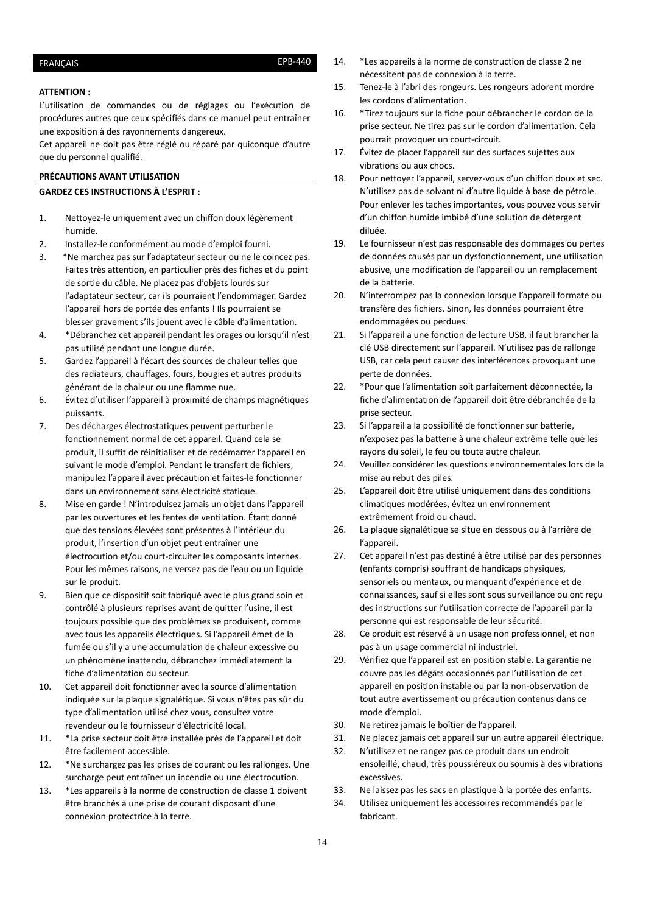FRANÇAIS EPB-440

**ATTENTION :**

L'utilisation de commandes ou de réglages ou l'exécution de procédures autres que ceux spécifiés dans ce manuel peut entraîner une exposition à des rayonnements dangereux.

Cet appareil ne doit pas être réglé ou réparé par quiconque d'autre que du personnel qualifié.

**PRÉCAUTIONS AVANT UTILISATION**

**GARDEZ CES INSTRUCTIONS À L'ESPRIT :**

1. Nettoyez-le uniquement avec un chiffon doux légèrement humide.
2. Installez-le conformément au mode d'emploi fourni.
3. *Ne marchez pas sur l'adaptateur secteur ou ne le coincez pas. Faites très attention, en particulier près des fiches et du point de sortie du câble. Ne placez pas d'objets lourds sur l'adaptateur secteur, car ils pourraient l'endommager. Gardez l'appareil hors de portée des enfants ! Ils pourraient se blesser gravement s'ils jouent avec le câble d'alimentation.
4. *Débranchez cet appareil pendant les orages ou lorsqu'il n'est pas utilisé pendant une longue durée.
5. Gardez l'appareil à l'écart des sources de chaleur telles que des radiateurs, chauffages, fours, bougies et autres produits générant de la chaleur ou une flamme nue.
6. Évitez d'utiliser l'appareil à proximité de champs magnétiques puissants.
7. Des décharges électrostatiques peuvent perturber le fonctionnement normal de cet appareil. Quand cela se produit, il suffit de réinitialiser et de redémarrer l'appareil en suivant le mode d'emploi. Pendant le transfert de fichiers, manipulez l'appareil avec précaution et faites-le fonctionner dans un environnement sans électricité statique.
8. Mise en garde ! N'introduisez jamais un objet dans l'appareil par les ouvertures et les fentes de ventilation. Étant donné que des tensions élevées sont présentes à l'intérieur du produit, l'insertion d'un objet peut entraîner une électrocution et/ou court-circuiter les composants internes. Pour les mêmes raisons, ne versez pas de l'eau ou un liquide sur le produit.
9. Bien que ce dispositif soit fabriqué avec le plus grand soin et contrôlé à plusieurs reprises avant de quitter l'usine, il est toujours possible que des problèmes se produisent, comme avec tous les appareils électriques. Si l'appareil émet de la fumée ou s'il y a une accumulation de chaleur excessive ou un phénomène inattendu, débranchez immédiatement la fiche d'alimentation du secteur.
10. Cet appareil doit fonctionner avec la source d'alimentation indiquée sur la plaque signalétique. Si vous n'êtes pas sûr du type d'alimentation utilisé chez vous, consultez votre revendeur ou le fournisseur d'électricité local.
11. *La prise secteur doit être installée près de l'appareil et doit être facilement accessible.
12. *Ne surchargez pas les prises de courant ou les rallonges. Une surcharge peut entraîner un incendie ou une électrocution.
13. *Les appareils à la norme de construction de classe 1 doivent être branchés à une prise de courant disposant d'une connexion protectrice à la terre.
14. *Les appareils à la norme de construction de classe 2 ne nécessitent pas de connexion à la terre.
15. Tenez-le à l'abri des rongeurs. Les rongeurs adorent mordre les cordons d'alimentation.
16. *Tirez toujours sur la fiche pour débrancher le cordon de la prise secteur. Ne tirez pas sur le cordon d'alimentation. Cela pourrait provoquer un court-circuit.
17. Évitez de placer l'appareil sur des surfaces sujettes aux vibrations ou aux chocs.
18. Pour nettoyer l'appareil, servez-vous d'un chiffon doux et sec. N'utilisez pas de solvant ni d'autre liquide à base de pétrole. Pour enlever les taches importantes, vous pouvez vous servir d'un chiffon humide imbibé d'une solution de détergent diluée.
19. Le fournisseur n'est pas responsable des dommages ou pertes de données causés par un dysfonctionnement, une utilisation abusive, une modification de l'appareil ou un remplacement de la batterie.
20. N'interrompez pas la connexion lorsque l'appareil formate ou transfère des fichiers. Sinon, les données pourraient être endommagées ou perdues.
21. Si l'appareil a une fonction de lecture USB, il faut brancher la clé USB directement sur l'appareil. N'utilisez pas de rallonge USB, car cela peut causer des interférences provoquant une perte de données.
22. *Pour que l'alimentation soit parfaitement déconnectée, la fiche d'alimentation de l'appareil doit être débranchée de la prise secteur.
23. Si l'appareil a la possibilité de fonctionner sur batterie, n'exposez pas la batterie à une chaleur extrême telle que les rayons du soleil, le feu ou toute autre chaleur.
24. Veuillez considérer les questions environnementales lors de la mise au rebut des piles.
25. L'appareil doit être utilisé uniquement dans des conditions climatiques modérées, évitez un environnement extrêmement froid ou chaud.
26. La plaque signalétique se situe en dessous ou à l'arrière de l'appareil.
27. Cet appareil n'est pas destiné à être utilisé par des personnes (enfants compris) souffrant de handicaps physiques, sensoriels ou mentaux, ou manquant d'expérience et de connaissances, sauf si elles sont sous surveillance ou ont reçu des instructions sur l'utilisation correcte de l'appareil par la personne qui est responsable de leur sécurité.
28. Ce produit est réservé à un usage non professionnel, et non pas à un usage commercial ni industriel.
29. Vérifiez que l'appareil est en position stable. La garantie ne couvre pas les dégâts occasionnés par l'utilisation de cet appareil en position instable ou par la non-observation de tout autre avertissement ou précaution contenus dans ce mode d'emploi.
30. Ne retirez jamais le boîtier de l'appareil.
31. Ne placez jamais cet appareil sur un autre appareil électrique.
32. N'utilisez et ne rangez pas ce produit dans un endroit ensoleillé, chaud, très poussiéreux ou soumis à des vibrations excessives.
33. Ne laissez pas les sacs en plastique à la portée des enfants.
34. Utilisez uniquement les accessoires recommandés par le fabricant.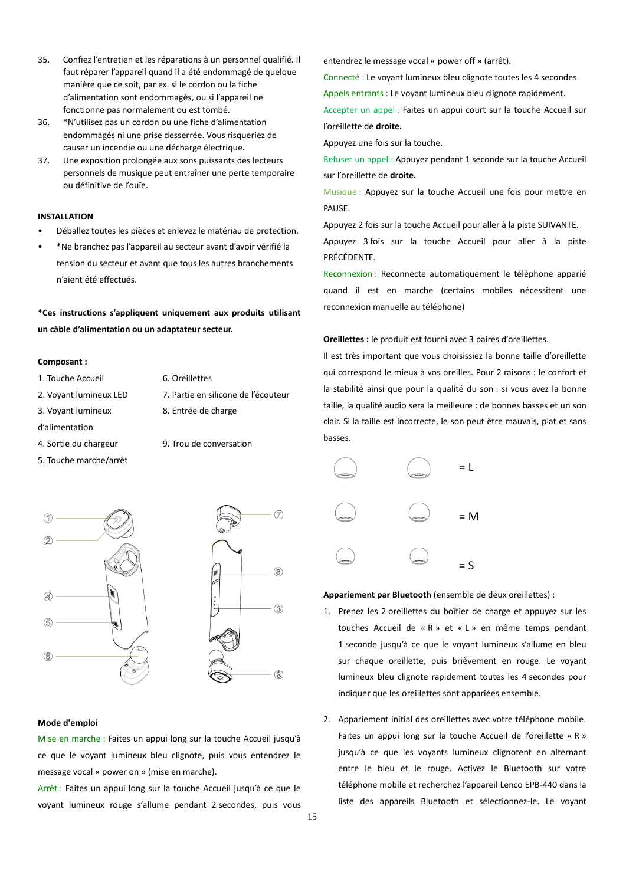35. Confiez l'entretien et les réparations à un personnel qualifié. Il faut réparer l'appareil quand il a été endommagé de quelque manière que ce soit, par ex. si le cordon ou la fiche d'alimentation sont endommagés, ou si l'appareil ne fonctionne pas normalement ou est tombé.
36. *N'utilisez pas un cordon ou une fiche d'alimentation endommagés ni une prise desserrée. Vous risqueriez de causer un incendie ou une décharge électrique.
37. Une exposition prolongée aux sons puissants des lecteurs personnels de musique peut entraîner une perte temporaire ou définitive de l'ouïe.

**INSTALLATION**

- Déballez toutes les pièces et enlevez le matériau de protection.
- *Ne branchez pas l'appareil au secteur avant d'avoir vérifié la tension du secteur et avant que tous les autres branchements n'aient été effectués.

**\*Ces instructions s'appliquent uniquement aux produits utilisant un câble d'alimentation ou un adaptateur secteur.**

**Composant :**

1. Touche Accueil
2. Voyant lumineux LED
3. Voyant lumineux d'alimentation
4. Sortie du chargeur
5. Touche marche/arrêt
6. Oreillettes
7. Partie en silicone de l'écouteur
8. Entrée de charge
9. Trou de conversation

**Mode d'emploi**

Mise en marche : Faites un appui long sur la touche Accueil jusqu'à ce que le voyant lumineux bleu clignote, puis vous entendrez le message vocal « power on » (mise en marche).

Arrêt : Faites un appui long sur la touche Accueil jusqu'à ce que le voyant lumineux rouge s'allume pendant 2 secondes, puis vous entendrez le message vocal « power off » (arrêt).

Connecté : Le voyant lumineux bleu clignote toutes les 4 secondes

Appels entrants : Le voyant lumineux bleu clignote rapidement.

Accepter un appel : Faites un appui court sur la touche Accueil sur l'oreillette de **droite.**

Appuyez une fois sur la touche.

Refuser un appel : Appuyez pendant 1 seconde sur la touche Accueil sur l'oreillette de **droite.**

Musique : Appuyez sur la touche Accueil une fois pour mettre en PAUSE.

Appuyez 2 fois sur la touche Accueil pour aller à la piste SUIVANTE.

Appuyez 3 fois sur la touche Accueil pour aller à la piste PRÉCÉDENTE.

Reconnexion : Reconnecte automatiquement le téléphone apparié quand il est en marche (certains mobiles nécessitent une reconnexion manuelle au téléphone)

**Oreillettes :** le produit est fourni avec 3 paires d'oreillettes.

Il est très important que vous choisissiez la bonne taille d'oreillette qui correspond le mieux à vos oreilles. Pour 2 raisons : le confort et la stabilité ainsi que pour la qualité du son : si vous avez la bonne taille, la qualité audio sera la meilleure : de bonnes basses et un son clair. Si la taille est incorrecte, le son peut être mauvais, plat et sans basses.

= L

= M

= S

**Appariement par Bluetooth** (ensemble de deux oreillettes) :

1. Prenez les 2 oreillettes du boîtier de charge et appuyez sur les touches Accueil de « R » et « L » en même temps pendant 1 seconde jusqu'à ce que le voyant lumineux s'allume en bleu sur chaque oreillette, puis brièvement en rouge. Le voyant lumineux bleu clignote rapidement toutes les 4 secondes pour indiquer que les oreillettes sont appariées ensemble.

2. Appariement initial des oreillettes avec votre téléphone mobile. Faites un appui long sur la touche Accueil de l'oreillette « R » jusqu'à ce que les voyants lumineux clignotent en alternant entre le bleu et le rouge. Activez le Bluetooth sur votre téléphone mobile et recherchez l'appareil Lenco EPB-440 dans la liste des appareils Bluetooth et sélectionnez-le. Le voyant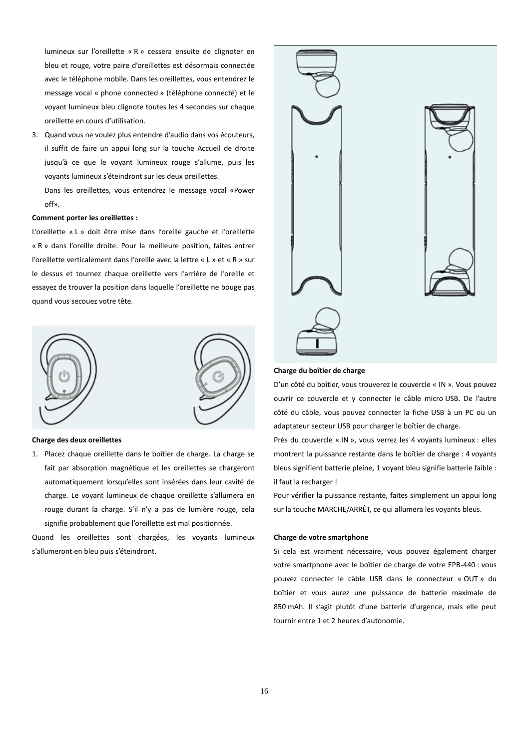lumineux sur l'oreillette « R » cessera ensuite de clignoter en bleu et rouge, votre paire d'oreillettes est désormais connectée avec le téléphone mobile. Dans les oreillettes, vous entendrez le message vocal « phone connected » (téléphone connecté) et le voyant lumineux bleu clignote toutes les 4 secondes sur chaque oreillette en cours d'utilisation.

3. Quand vous ne voulez plus entendre d'audio dans vos écouteurs, il suffit de faire un appui long sur la touche Accueil de droite jusqu'à ce que le voyant lumineux rouge s'allume, puis les voyants lumineux s'éteindront sur les deux oreillettes.

   Dans les oreillettes, vous entendrez le message vocal «Power off».

**Comment porter les oreillettes :**

L'oreillette « L » doit être mise dans l'oreille gauche et l'oreillette « R » dans l'oreille droite. Pour la meilleure position, faites entrer l'oreillette verticalement dans l'oreille avec la lettre « L » et « R » sur le dessus et tournez chaque oreillette vers l'arrière de l'oreille et essayez de trouver la position dans laquelle l'oreillette ne bouge pas quand vous secouez votre tête.

**Charge des deux oreillettes**

1. Placez chaque oreillette dans le boîtier de charge. La charge se fait par absorption magnétique et les oreillettes se chargeront automatiquement lorsqu'elles sont insérées dans leur cavité de charge. Le voyant lumineux de chaque oreillette s'allumera en rouge durant la charge. S'il n'y a pas de lumière rouge, cela signifie probablement que l'oreillette est mal positionnée.

Quand les oreillettes sont chargées, les voyants lumineux s'allumeront en bleu puis s'éteindront.

**Charge du boîtier de charge**

D'un côté du boîtier, vous trouverez le couvercle « IN ». Vous pouvez ouvrir ce couvercle et y connecter le câble micro USB. De l'autre côté du câble, vous pouvez connecter la fiche USB à un PC ou un adaptateur secteur USB pour charger le boîtier de charge.

Près du couvercle « IN », vous verrez les 4 voyants lumineux : elles montrent la puissance restante dans le boîtier de charge : 4 voyants bleus signifient batterie pleine, 1 voyant bleu signifie batterie faible : il faut la recharger !

Pour vérifier la puissance restante, faites simplement un appui long sur la touche MARCHE/ARRÊT, ce qui allumera les voyants bleus.

**Charge de votre smartphone**

Si cela est vraiment nécessaire, vous pouvez également charger votre smartphone avec le boîtier de charge de votre EPB-440 : vous pouvez connecter le câble USB dans le connecteur « OUT » du boîtier et vous aurez une puissance de batterie maximale de 850 mAh. Il s'agit plutôt d'une batterie d'urgence, mais elle peut fournir entre 1 et 2 heures d'autonomie.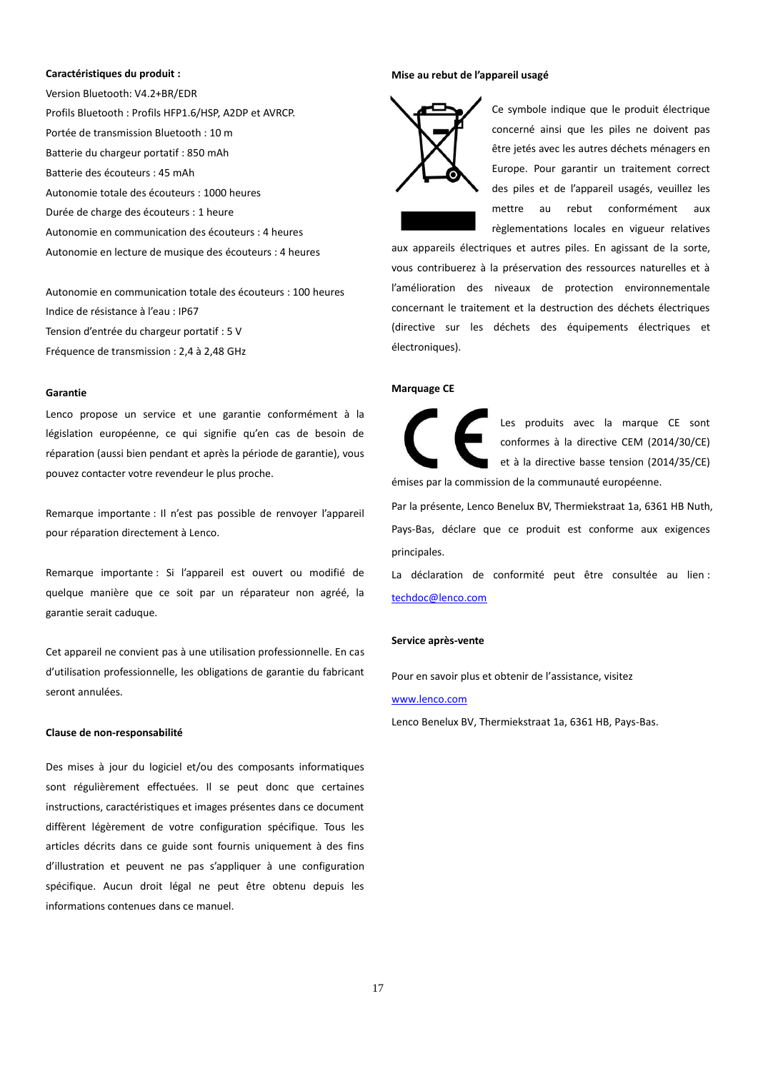**Caractéristiques du produit :**

Version Bluetooth: V4.2+BR/EDR

Profils Bluetooth : Profils HFP1.6/HSP, A2DP et AVRCP.

Portée de transmission Bluetooth : 10 m

Batterie du chargeur portatif : 850 mAh

Batterie des écouteurs : 45 mAh

Autonomie totale des écouteurs : 1000 heures

Durée de charge des écouteurs : 1 heure

Autonomie en communication des écouteurs : 4 heures

Autonomie en lecture de musique des écouteurs : 4 heures

Autonomie en communication totale des écouteurs : 100 heures

Indice de résistance à l'eau : IP67

Tension d'entrée du chargeur portatif : 5 V

Fréquence de transmission : 2,4 à 2,48 GHz

**Garantie**

Lenco propose un service et une garantie conformément à la législation européenne, ce qui signifie qu'en cas de besoin de réparation (aussi bien pendant et après la période de garantie), vous pouvez contacter votre revendeur le plus proche.

Remarque importante : Il n'est pas possible de renvoyer l'appareil pour réparation directement à Lenco.

Remarque importante : Si l'appareil est ouvert ou modifié de quelque manière que ce soit par un réparateur non agréé, la garantie serait caduque.

Cet appareil ne convient pas à une utilisation professionnelle. En cas d'utilisation professionnelle, les obligations de garantie du fabricant seront annulées.

**Clause de non-responsabilité**

Des mises à jour du logiciel et/ou des composants informatiques sont régulièrement effectuées. Il se peut donc que certaines instructions, caractéristiques et images présentes dans ce document diffèrent légèrement de votre configuration spécifique. Tous les articles décrits dans ce guide sont fournis uniquement à des fins d'illustration et peuvent ne pas s'appliquer à une configuration spécifique. Aucun droit légal ne peut être obtenu depuis les informations contenues dans ce manuel.

**Mise au rebut de l'appareil usagé**

Ce symbole indique que le produit électrique concerné ainsi que les piles ne doivent pas être jetés avec les autres déchets ménagers en Europe. Pour garantir un traitement correct des piles et de l'appareil usagés, veuillez les mettre au rebut conformément aux règlementations locales en vigueur relatives aux appareils électriques et autres piles. En agissant de la sorte, vous contribuerez à la préservation des ressources naturelles et à l'amélioration des niveaux de protection environnementale concernant le traitement et la destruction des déchets électriques (directive sur les déchets des équipements électriques et électroniques).

**Marquage CE**

Les produits avec la marque CE sont conformes à la directive CEM (2014/30/CE) et à la directive basse tension (2014/35/CE) émises par la commission de la communauté européenne.

Par la présente, Lenco Benelux BV, Thermiekstraat 1a, 6361 HB Nuth, Pays-Bas, déclare que ce produit est conforme aux exigences principales.

La déclaration de conformité peut être consultée au lien : techdoc@lenco.com

**Service après-vente**

Pour en savoir plus et obtenir de l'assistance, visitez

www.lenco.com

Lenco Benelux BV, Thermiekstraat 1a, 6361 HB, Pays-Bas.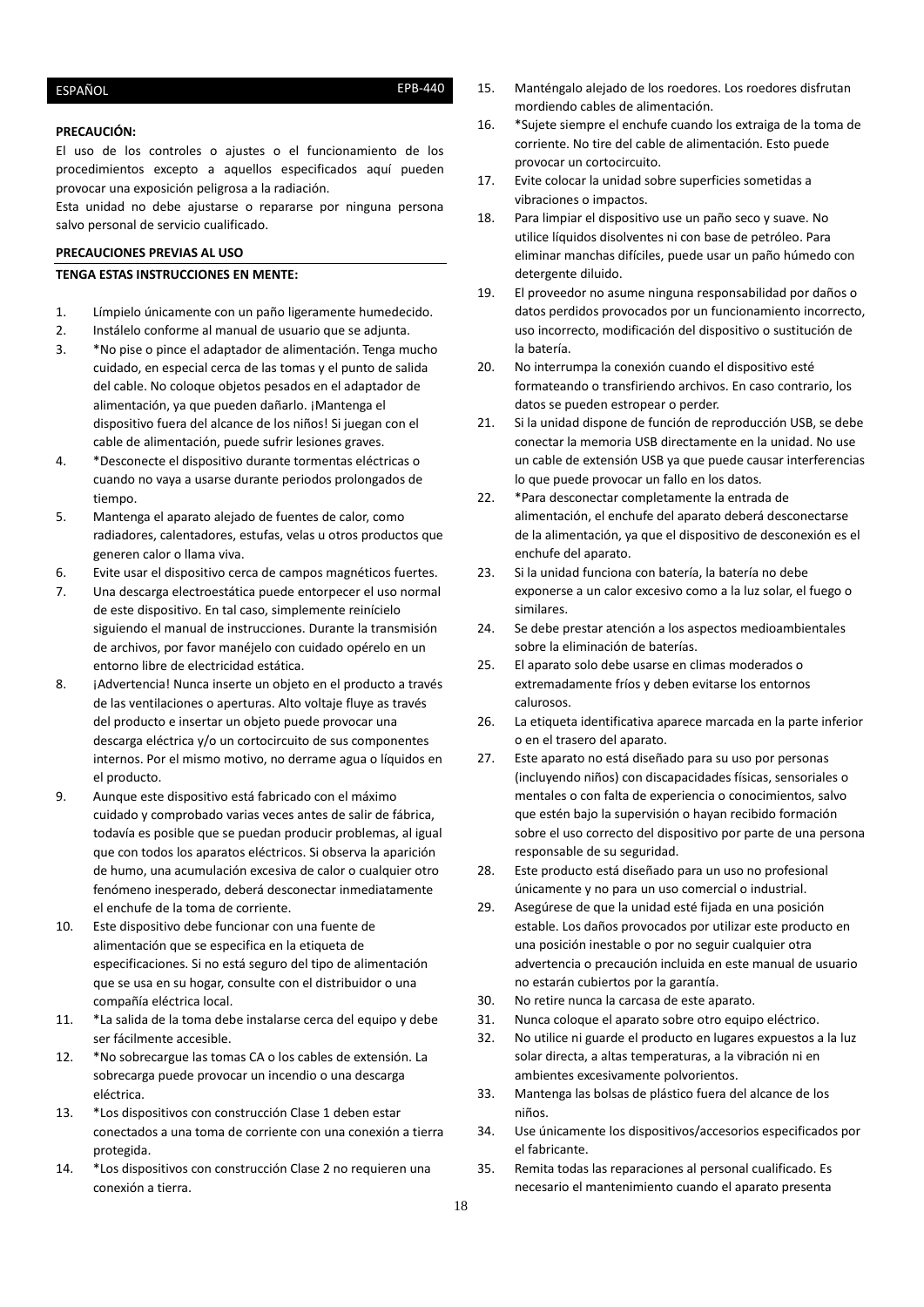ESPAÑOL EPB-440

**PRECAUCIÓN:**

El uso de los controles o ajustes o el funcionamiento de los procedimientos excepto a aquellos especificados aquí pueden provocar una exposición peligrosa a la radiación.

Esta unidad no debe ajustarse o repararse por ninguna persona salvo personal de servicio cualificado.

**PRECAUCIONES PREVIAS AL USO**

**TENGA ESTAS INSTRUCCIONES EN MENTE:**

1. Límpielo únicamente con un paño ligeramente humedecido.
2. Instálelo conforme al manual de usuario que se adjunta.
3. *No pise o pince el adaptador de alimentación. Tenga mucho cuidado, en especial cerca de las tomas y el punto de salida del cable. No coloque objetos pesados en el adaptador de alimentación, ya que pueden dañarlo. ¡Mantenga el dispositivo fuera del alcance de los niños! Si juegan con el cable de alimentación, puede sufrir lesiones graves.
4. *Desconecte el dispositivo durante tormentas eléctricas o cuando no vaya a usarse durante periodos prolongados de tiempo.
5. Mantenga el aparato alejado de fuentes de calor, como radiadores, calentadores, estufas, velas u otros productos que generen calor o llama viva.
6. Evite usar el dispositivo cerca de campos magnéticos fuertes.
7. Una descarga electroestática puede entorpecer el uso normal de este dispositivo. En tal caso, simplemente reinícielo siguiendo el manual de instrucciones. Durante la transmisión de archivos, por favor manéjelo con cuidado opérelo en un entorno libre de electricidad estática.
8. ¡Advertencia! Nunca inserte un objeto en el producto a través de las ventilaciones o aperturas. Alto voltaje fluye as través del producto e insertar un objeto puede provocar una descarga eléctrica y/o un cortocircuito de sus componentes internos. Por el mismo motivo, no derrame agua o líquidos en el producto.
9. Aunque este dispositivo está fabricado con el máximo cuidado y comprobado varias veces antes de salir de fábrica, todavía es posible que se puedan producir problemas, al igual que con todos los aparatos eléctricos. Si observa la aparición de humo, una acumulación excesiva de calor o cualquier otro fenómeno inesperado, deberá desconectar inmediatamente el enchufe de la toma de corriente.
10. Este dispositivo debe funcionar con una fuente de alimentación que se especifica en la etiqueta de especificaciones. Si no está seguro del tipo de alimentación que se usa en su hogar, consulte con el distribuidor o una compañía eléctrica local.
11. *La salida de la toma debe instalarse cerca del equipo y debe ser fácilmente accesible.
12. *No sobrecargue las tomas CA o los cables de extensión. La sobrecarga puede provocar un incendio o una descarga eléctrica.
13. *Los dispositivos con construcción Clase 1 deben estar conectados a una toma de corriente con una conexión a tierra protegida.
14. *Los dispositivos con construcción Clase 2 no requieren una conexión a tierra.
15. Manténgalo alejado de los roedores. Los roedores disfrutan mordiendo cables de alimentación.
16. *Sujete siempre el enchufe cuando los extraiga de la toma de corriente. No tire del cable de alimentación. Esto puede provocar un cortocircuito.
17. Evite colocar la unidad sobre superficies sometidas a vibraciones o impactos.
18. Para limpiar el dispositivo use un paño seco y suave. No utilice líquidos disolventes ni con base de petróleo. Para eliminar manchas difíciles, puede usar un paño húmedo con detergente diluido.
19. El proveedor no asume ninguna responsabilidad por daños o datos perdidos provocados por un funcionamiento incorrecto, uso incorrecto, modificación del dispositivo o sustitución de la batería.
20. No interrumpa la conexión cuando el dispositivo esté formateando o transfiriendo archivos. En caso contrario, los datos se pueden estropear o perder.
21. Si la unidad dispone de función de reproducción USB, se debe conectar la memoria USB directamente en la unidad. No use un cable de extensión USB ya que puede causar interferencias lo que puede provocar un fallo en los datos.
22. *Para desconectar completamente la entrada de alimentación, el enchufe del aparato deberá desconectarse de la alimentación, ya que el dispositivo de desconexión es el enchufe del aparato.
23. Si la unidad funciona con batería, la batería no debe exponerse a un calor excesivo como a la luz solar, el fuego o similares.
24. Se debe prestar atención a los aspectos medioambientales sobre la eliminación de baterías.
25. El aparato solo debe usarse en climas moderados o extremadamente fríos y deben evitarse los entornos calurosos.
26. La etiqueta identificativa aparece marcada en la parte inferior o en el trasero del aparato.
27. Este aparato no está diseñado para su uso por personas (incluyendo niños) con discapacidades físicas, sensoriales o mentales o con falta de experiencia o conocimientos, salvo que estén bajo la supervisión o hayan recibido formación sobre el uso correcto del dispositivo por parte de una persona responsable de su seguridad.
28. Este producto está diseñado para un uso no profesional únicamente y no para un uso comercial o industrial.
29. Asegúrese de que la unidad esté fijada en una posición estable. Los daños provocados por utilizar este producto en una posición inestable o por no seguir cualquier otra advertencia o precaución incluida en este manual de usuario no estarán cubiertos por la garantía.
30. No retire nunca la carcasa de este aparato.
31. Nunca coloque el aparato sobre otro equipo eléctrico.
32. No utilice ni guarde el producto en lugares expuestos a la luz solar directa, a altas temperaturas, a la vibración ni en ambientes excesivamente polvorientos.
33. Mantenga las bolsas de plástico fuera del alcance de los niños.
34. Use únicamente los dispositivos/accesorios especificados por el fabricante.
35. Remita todas las reparaciones al personal cualificado. Es necesario el mantenimiento cuando el aparato presenta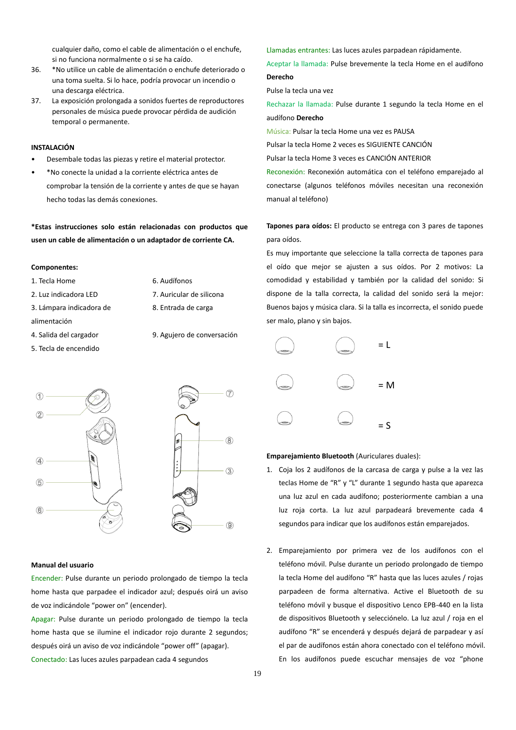cualquier daño, como el cable de alimentación o el enchufe, si no funciona normalmente o si se ha caído.

36. *No utilice un cable de alimentación o enchufe deteriorado o una toma suelta. Si lo hace, podría provocar un incendio o una descarga eléctrica.
37. La exposición prolongada a sonidos fuertes de reproductores personales de música puede provocar pérdida de audición temporal o permanente.

**INSTALACIÓN**

- Desembale todas las piezas y retire el material protector.
- *No conecte la unidad a la corriente eléctrica antes de comprobar la tensión de la corriente y antes de que se hayan hecho todas las demás conexiones.

***Estas instrucciones solo están relacionadas con productos que usen un cable de alimentación o un adaptador de corriente CA.**

**Componentes:**

1. Tecla Home
2. Luz indicadora LED
3. Lámpara indicadora de alimentación
4. Salida del cargador
5. Tecla de encendido
6. Audífonos
7. Auricular de silicona
8. Entrada de carga
9. Agujero de conversación

**Manual del usuario**

Encender: Pulse durante un periodo prolongado de tiempo la tecla home hasta que parpadee el indicador azul; después oirá un aviso de voz indicándole "power on" (encender).

Apagar: Pulse durante un periodo prolongado de tiempo la tecla home hasta que se ilumine el indicador rojo durante 2 segundos; después oirá un aviso de voz indicándole "power off" (apagar).

Conectado: Las luces azules parpadean cada 4 segundos

Llamadas entrantes: Las luces azules parpadean rápidamente.

Aceptar la llamada: Pulse brevemente la tecla Home en el audífono **Derecho**

Pulse la tecla una vez

Rechazar la llamada: Pulse durante 1 segundo la tecla Home en el audífono **Derecho**

Música: Pulsar la tecla Home una vez es PAUSA

Pulsar la tecla Home 2 veces es SIGUIENTE CANCIÓN

Pulsar la tecla Home 3 veces es CANCIÓN ANTERIOR

Reconexión: Reconexión automática con el teléfono emparejado al conectarse (algunos teléfonos móviles necesitan una reconexión manual al teléfono)

**Tapones para oídos:** El producto se entrega con 3 pares de tapones para oídos.

Es muy importante que seleccione la talla correcta de tapones para el oído que mejor se ajusten a sus oídos. Por 2 motivos: La comodidad y estabilidad y también por la calidad del sonido: Si dispone de la talla correcta, la calidad del sonido será la mejor: Buenos bajos y música clara. Si la talla es incorrecta, el sonido puede ser malo, plano y sin bajos.

= L

= M

= S

**Emparejamiento Bluetooth** (Auriculares duales):

1. Coja los 2 audífonos de la carcasa de carga y pulse a la vez las teclas Home de "R" y "L" durante 1 segundo hasta que aparezca una luz azul en cada audífono; posteriormente cambian a una luz roja corta. La luz azul parpadeará brevemente cada 4 segundos para indicar que los audífonos están emparejados.

2. Emparejamiento por primera vez de los audífonos con el teléfono móvil. Pulse durante un periodo prolongado de tiempo la tecla Home del audífono "R" hasta que las luces azules / rojas parpadeen de forma alternativa. Active el Bluetooth de su teléfono móvil y busque el dispositivo Lenco EPB-440 en la lista de dispositivos Bluetooth y selecciónelo. La luz azul / roja en el audífono "R" se encenderá y después dejará de parpadear y así el par de audífonos están ahora conectado con el teléfono móvil. En los audífonos puede escuchar mensajes de voz "phone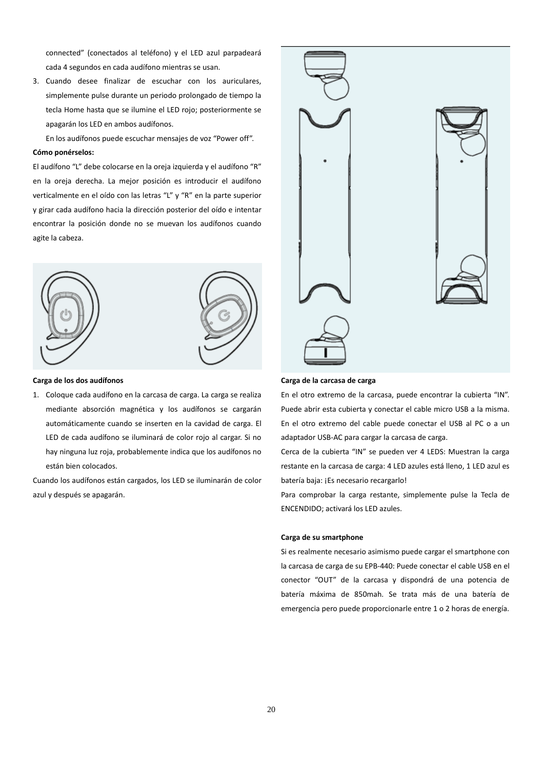connected" (conectados al teléfono) y el LED azul parpadeará cada 4 segundos en cada audífono mientras se usan.

3. Cuando desee finalizar de escuchar con los auriculares, simplemente pulse durante un periodo prolongado de tiempo la tecla Home hasta que se ilumine el LED rojo; posteriormente se apagarán los LED en ambos audífonos.

   En los audífonos puede escuchar mensajes de voz "Power off".

**Cómo ponérselos:**

El audífono "L" debe colocarse en la oreja izquierda y el audífono "R" en la oreja derecha. La mejor posición es introducir el audífono verticalmente en el oído con las letras "L" y "R" en la parte superior y girar cada audífono hacia la dirección posterior del oído e intentar encontrar la posición donde no se muevan los audífonos cuando agite la cabeza.

**Carga de los dos audífonos**

1. Coloque cada audífono en la carcasa de carga. La carga se realiza mediante absorción magnética y los audífonos se cargarán automáticamente cuando se inserten en la cavidad de carga. El LED de cada audífono se iluminará de color rojo al cargar. Si no hay ninguna luz roja, probablemente indica que los audífonos no están bien colocados.

Cuando los audífonos están cargados, los LED se iluminarán de color azul y después se apagarán.

**Carga de la carcasa de carga**

En el otro extremo de la carcasa, puede encontrar la cubierta "IN". Puede abrir esta cubierta y conectar el cable micro USB a la misma. En el otro extremo del cable puede conectar el USB al PC o a un adaptador USB-AC para cargar la carcasa de carga.

Cerca de la cubierta "IN" se pueden ver 4 LEDS: Muestran la carga restante en la carcasa de carga: 4 LED azules está lleno, 1 LED azul es batería baja: ¡Es necesario recargarlo!

Para comprobar la carga restante, simplemente pulse la Tecla de ENCENDIDO; activará los LED azules.

**Carga de su smartphone**

Si es realmente necesario asimismo puede cargar el smartphone con la carcasa de carga de su EPB-440: Puede conectar el cable USB en el conector "OUT" de la carcasa y dispondrá de una potencia de batería máxima de 850mah. Se trata más de una batería de emergencia pero puede proporcionarle entre 1 o 2 horas de energía.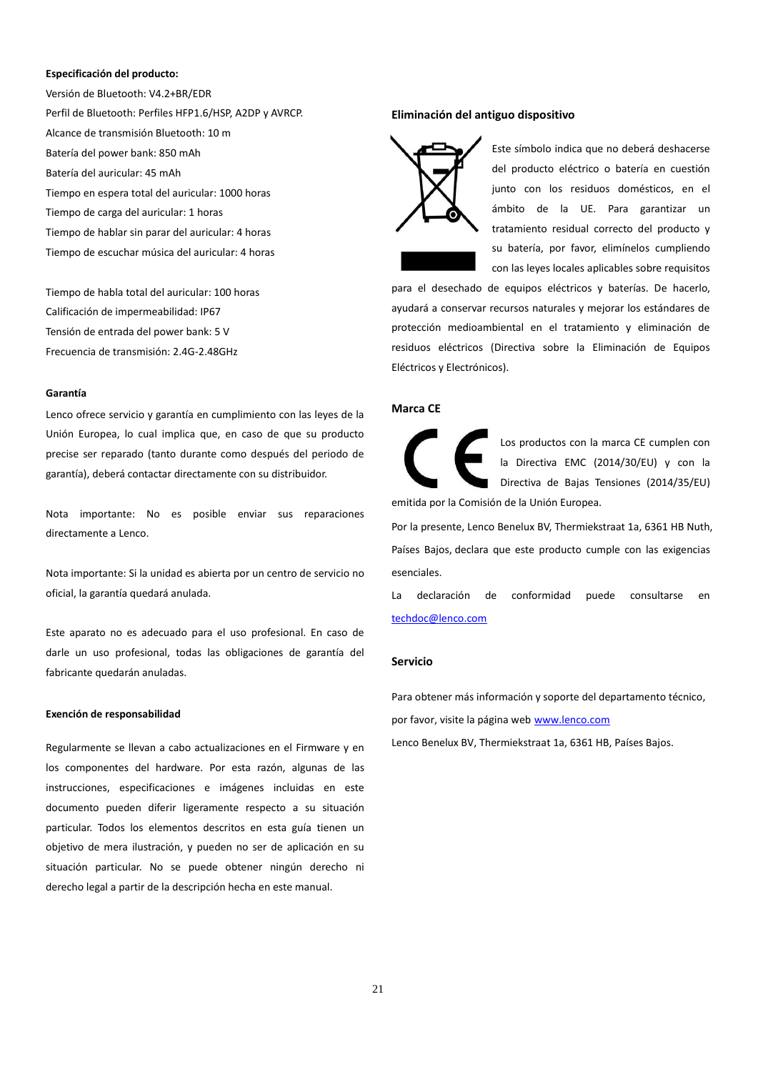**Especificación del producto:**

Versión de Bluetooth: V4.2+BR/EDR

Perfil de Bluetooth: Perfiles HFP1.6/HSP, A2DP y AVRCP.

Alcance de transmisión Bluetooth: 10 m

Batería del power bank: 850 mAh

Batería del auricular: 45 mAh

Tiempo en espera total del auricular: 1000 horas

Tiempo de carga del auricular: 1 horas

Tiempo de hablar sin parar del auricular: 4 horas

Tiempo de escuchar música del auricular: 4 horas

Tiempo de habla total del auricular: 100 horas

Calificación de impermeabilidad: IP67

Tensión de entrada del power bank: 5 V

Frecuencia de transmisión: 2.4G-2.48GHz

**Garantía**

Lenco ofrece servicio y garantía en cumplimiento con las leyes de la Unión Europea, lo cual implica que, en caso de que su producto precise ser reparado (tanto durante como después del periodo de garantía), deberá contactar directamente con su distribuidor.

Nota importante: No es posible enviar sus reparaciones directamente a Lenco.

Nota importante: Si la unidad es abierta por un centro de servicio no oficial, la garantía quedará anulada.

Este aparato no es adecuado para el uso profesional. En caso de darle un uso profesional, todas las obligaciones de garantía del fabricante quedarán anuladas.

**Exención de responsabilidad**

Regularmente se llevan a cabo actualizaciones en el Firmware y en los componentes del hardware. Por esta razón, algunas de las instrucciones, especificaciones e imágenes incluidas en este documento pueden diferir ligeramente respecto a su situación particular. Todos los elementos descritos en esta guía tienen un objetivo de mera ilustración, y pueden no ser de aplicación en su situación particular. No se puede obtener ningún derecho ni derecho legal a partir de la descripción hecha en este manual.

**Eliminación del antiguo dispositivo**

Este símbolo indica que no deberá deshacerse del producto eléctrico o batería en cuestión junto con los residuos domésticos, en el ámbito de la UE. Para garantizar un tratamiento residual correcto del producto y su batería, por favor, elimínelos cumpliendo con las leyes locales aplicables sobre requisitos para el desechado de equipos eléctricos y baterías. De hacerlo, ayudará a conservar recursos naturales y mejorar los estándares de protección medioambiental en el tratamiento y eliminación de residuos eléctricos (Directiva sobre la Eliminación de Equipos Eléctricos y Electrónicos).

**Marca CE**

Los productos con la marca CE cumplen con la Directiva EMC (2014/30/EU) y con la Directiva de Bajas Tensiones (2014/35/EU) emitida por la Comisión de la Unión Europea.

Por la presente, Lenco Benelux BV, Thermiekstraat 1a, 6361 HB Nuth, Países Bajos, declara que este producto cumple con las exigencias esenciales.

La declaración de conformidad puede consultarse en techdoc@lenco.com

**Servicio**

Para obtener más información y soporte del departamento técnico, por favor, visite la página web www.lenco.com

Lenco Benelux BV, Thermiekstraat 1a, 6361 HB, Países Bajos.